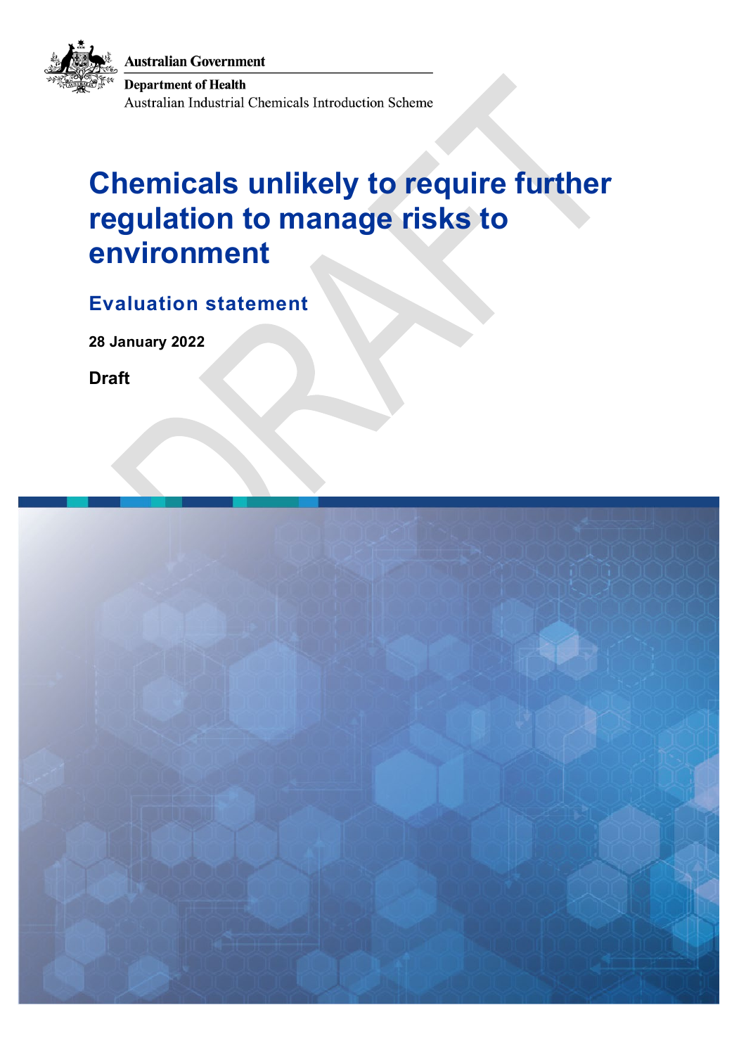Australian Government

Department of Health

Australian Industrial Chemicals Introduction Scheme

# Chemicals unlikely to require further regulation to manage risks to environment

## Evaluation statement

**28 January 2022**

**Draft**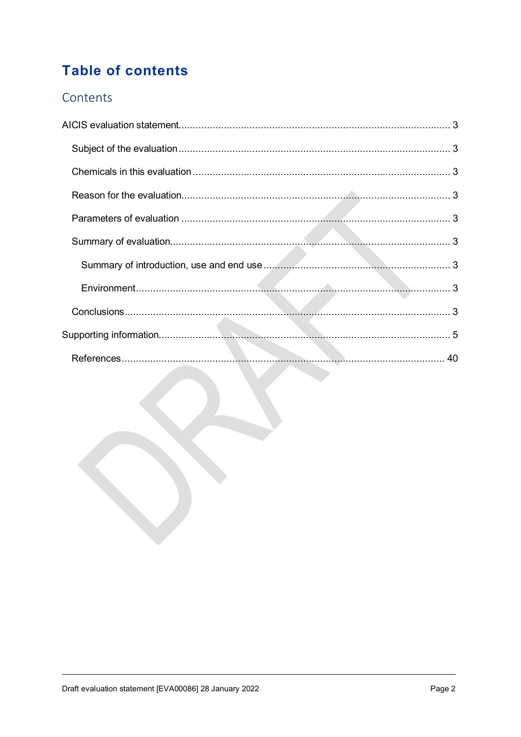# Table of contents

## Contents

AICIS evaluation statement ........................................................................................ 3

- Subject of the evaluation ........................................................................................ 3
- Chemicals in this evaluation ........................................................................................ 3
- Reason for the evaluation ........................................................................................ 3
- Parameters of evaluation ........................................................................................ 3
- Summary of evaluation ........................................................................................ 3
  - Summary of introduction, use and end use ........................................................................................ 3
  - Environment ........................................................................................ 3
- Conclusions ........................................................................................ 3

Supporting information ........................................................................................ 5

- References ........................................................................................ 40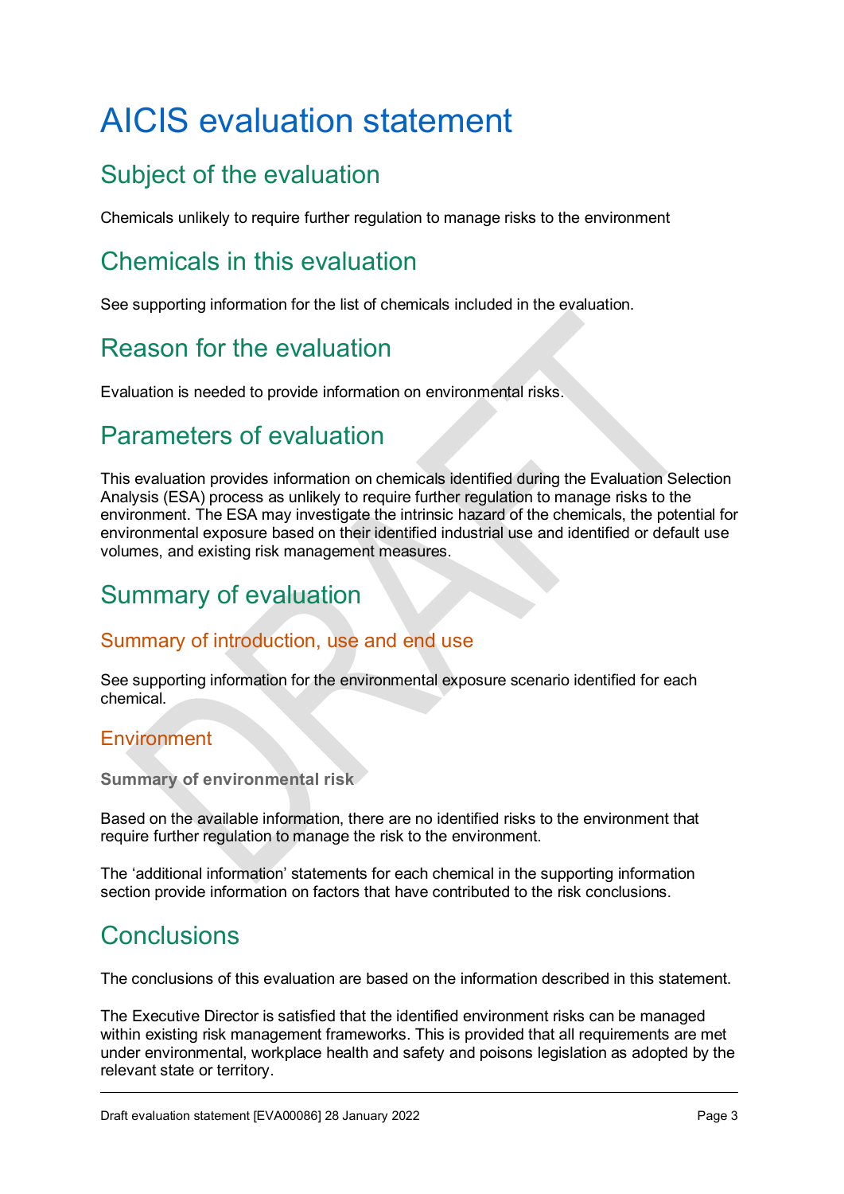# AICIS evaluation statement

## Subject of the evaluation

Chemicals unlikely to require further regulation to manage risks to the environment

## Chemicals in this evaluation

See supporting information for the list of chemicals included in the evaluation.

## Reason for the evaluation

Evaluation is needed to provide information on environmental risks.

## Parameters of evaluation

This evaluation provides information on chemicals identified during the Evaluation Selection Analysis (ESA) process as unlikely to require further regulation to manage risks to the environment. The ESA may investigate the intrinsic hazard of the chemicals, the potential for environmental exposure based on their identified industrial use and identified or default use volumes, and existing risk management measures.

## Summary of evaluation

### Summary of introduction, use and end use

See supporting information for the environmental exposure scenario identified for each chemical.

### Environment

#### Summary of environmental risk

Based on the available information, there are no identified risks to the environment that require further regulation to manage the risk to the environment.

The 'additional information' statements for each chemical in the supporting information section provide information on factors that have contributed to the risk conclusions.

## Conclusions

The conclusions of this evaluation are based on the information described in this statement.

The Executive Director is satisfied that the identified environment risks can be managed within existing risk management frameworks. This is provided that all requirements are met under environmental, workplace health and safety and poisons legislation as adopted by the relevant state or territory.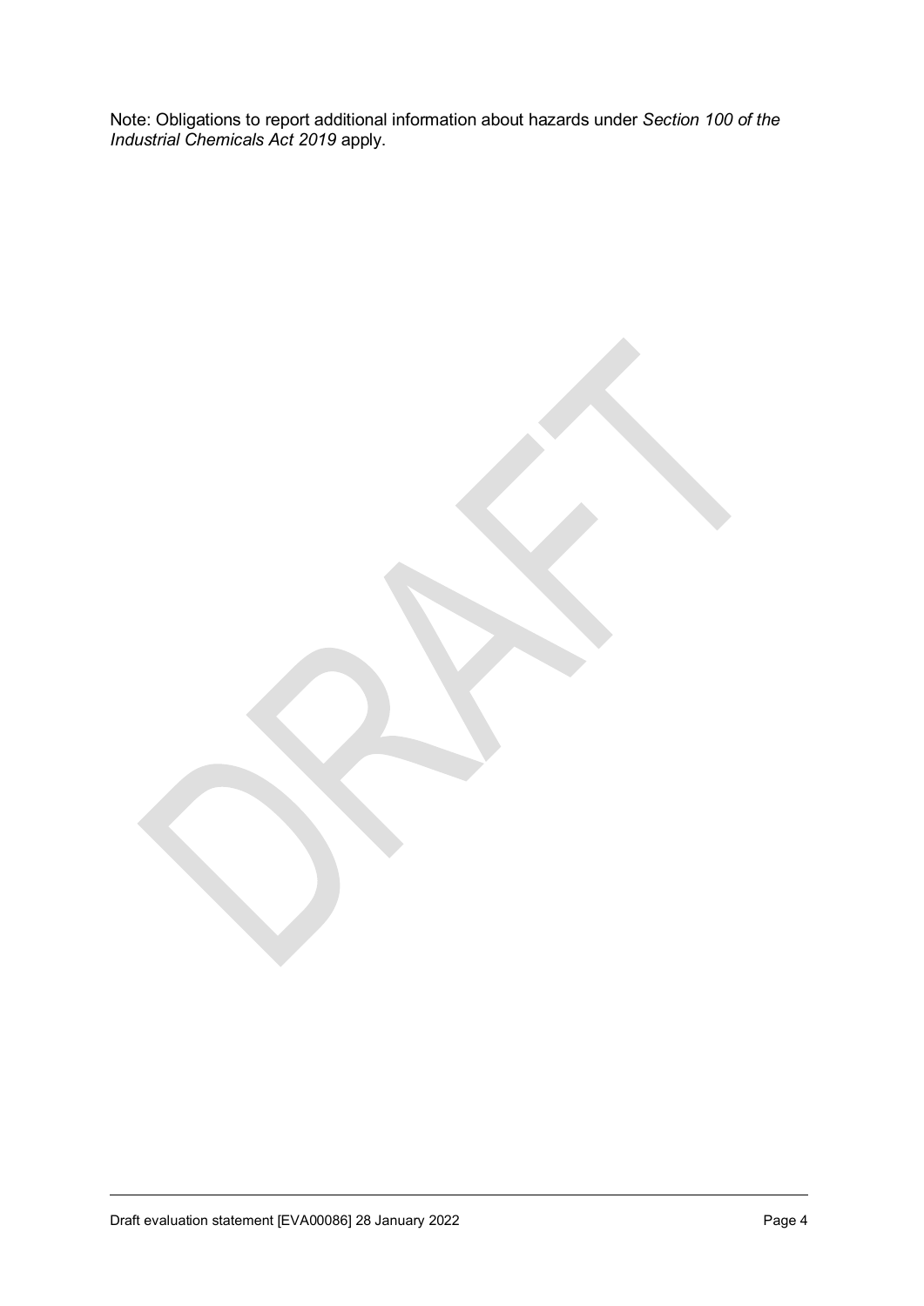Note: Obligations to report additional information about hazards under *Section 100 of the Industrial Chemicals Act 2019* apply.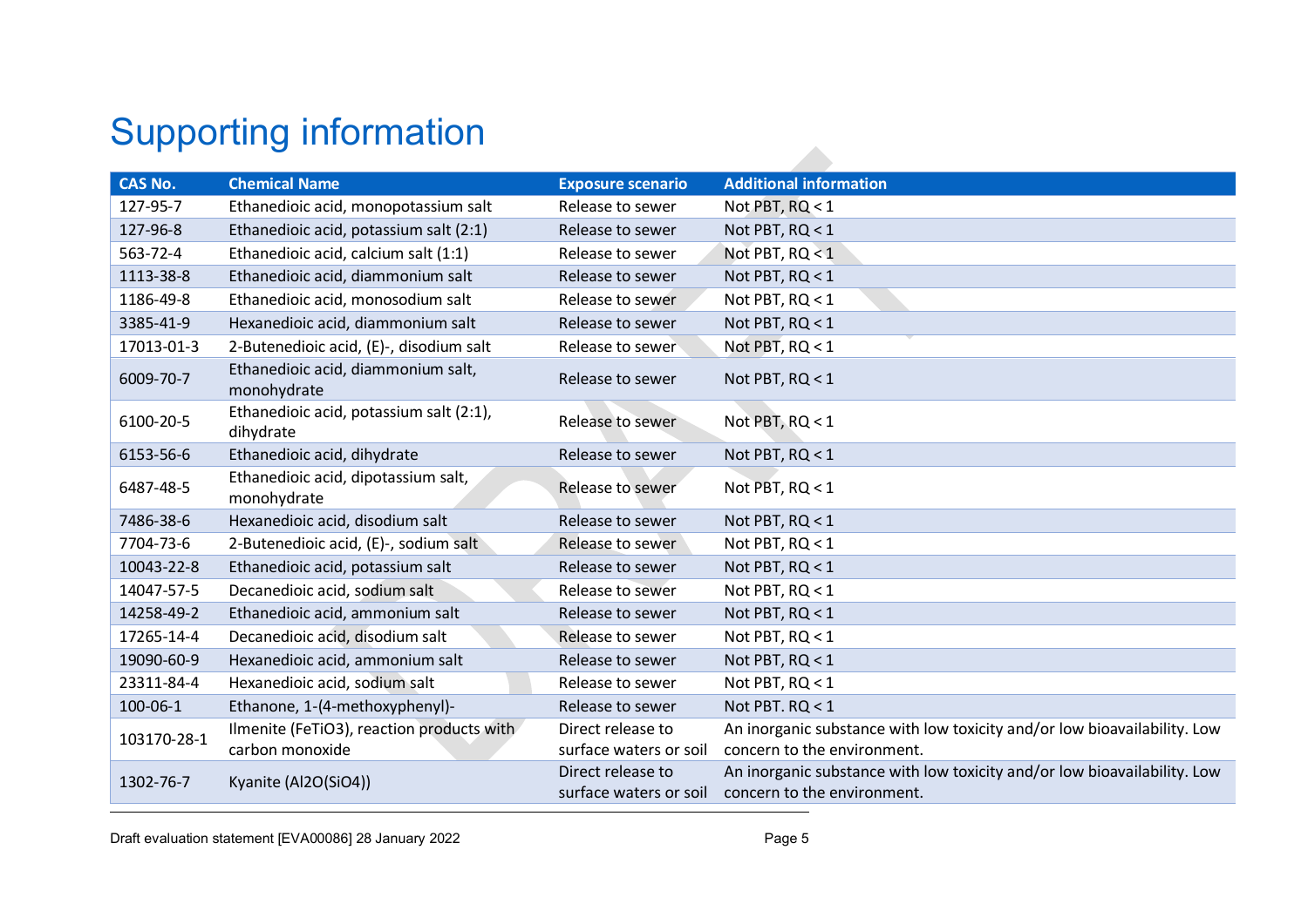# Supporting information

| CAS No. | Chemical Name | Exposure scenario | Additional information |
|---|---|---|---|
| 127-95-7 | Ethanedioic acid, monopotassium salt | Release to sewer | Not PBT, RQ < 1 |
| 127-96-8 | Ethanedioic acid, potassium salt (2:1) | Release to sewer | Not PBT, RQ < 1 |
| 563-72-4 | Ethanedioic acid, calcium salt (1:1) | Release to sewer | Not PBT, RQ < 1 |
| 1113-38-8 | Ethanedioic acid, diammonium salt | Release to sewer | Not PBT, RQ < 1 |
| 1186-49-8 | Ethanedioic acid, monosodium salt | Release to sewer | Not PBT, RQ < 1 |
| 3385-41-9 | Hexanedioic acid, diammonium salt | Release to sewer | Not PBT, RQ < 1 |
| 17013-01-3 | 2-Butenedioic acid, (E)-, disodium salt | Release to sewer | Not PBT, RQ < 1 |
| 6009-70-7 | Ethanedioic acid, diammonium salt, monohydrate | Release to sewer | Not PBT, RQ < 1 |
| 6100-20-5 | Ethanedioic acid, potassium salt (2:1), dihydrate | Release to sewer | Not PBT, RQ < 1 |
| 6153-56-6 | Ethanedioic acid, dihydrate | Release to sewer | Not PBT, RQ < 1 |
| 6487-48-5 | Ethanedioic acid, dipotassium salt, monohydrate | Release to sewer | Not PBT, RQ < 1 |
| 7486-38-6 | Hexanedioic acid, disodium salt | Release to sewer | Not PBT, RQ < 1 |
| 7704-73-6 | 2-Butenedioic acid, (E)-, sodium salt | Release to sewer | Not PBT, RQ < 1 |
| 10043-22-8 | Ethanedioic acid, potassium salt | Release to sewer | Not PBT, RQ < 1 |
| 14047-57-5 | Decanedioic acid, sodium salt | Release to sewer | Not PBT, RQ < 1 |
| 14258-49-2 | Ethanedioic acid, ammonium salt | Release to sewer | Not PBT, RQ < 1 |
| 17265-14-4 | Decanedioic acid, disodium salt | Release to sewer | Not PBT, RQ < 1 |
| 19090-60-9 | Hexanedioic acid, ammonium salt | Release to sewer | Not PBT, RQ < 1 |
| 23311-84-4 | Hexanedioic acid, sodium salt | Release to sewer | Not PBT, RQ < 1 |
| 100-06-1 | Ethanone, 1-(4-methoxyphenyl)- | Release to sewer | Not PBT. RQ < 1 |
| 103170-28-1 | Ilmenite ($FeTiO_3$), reaction products with carbon monoxide | Direct release to surface waters or soil | An inorganic substance with low toxicity and/or low bioavailability. Low concern to the environment. |
| 1302-76-7 | Kyanite ($Al_2O(SiO_4)$) | Direct release to surface waters or soil | An inorganic substance with low toxicity and/or low bioavailability. Low concern to the environment. |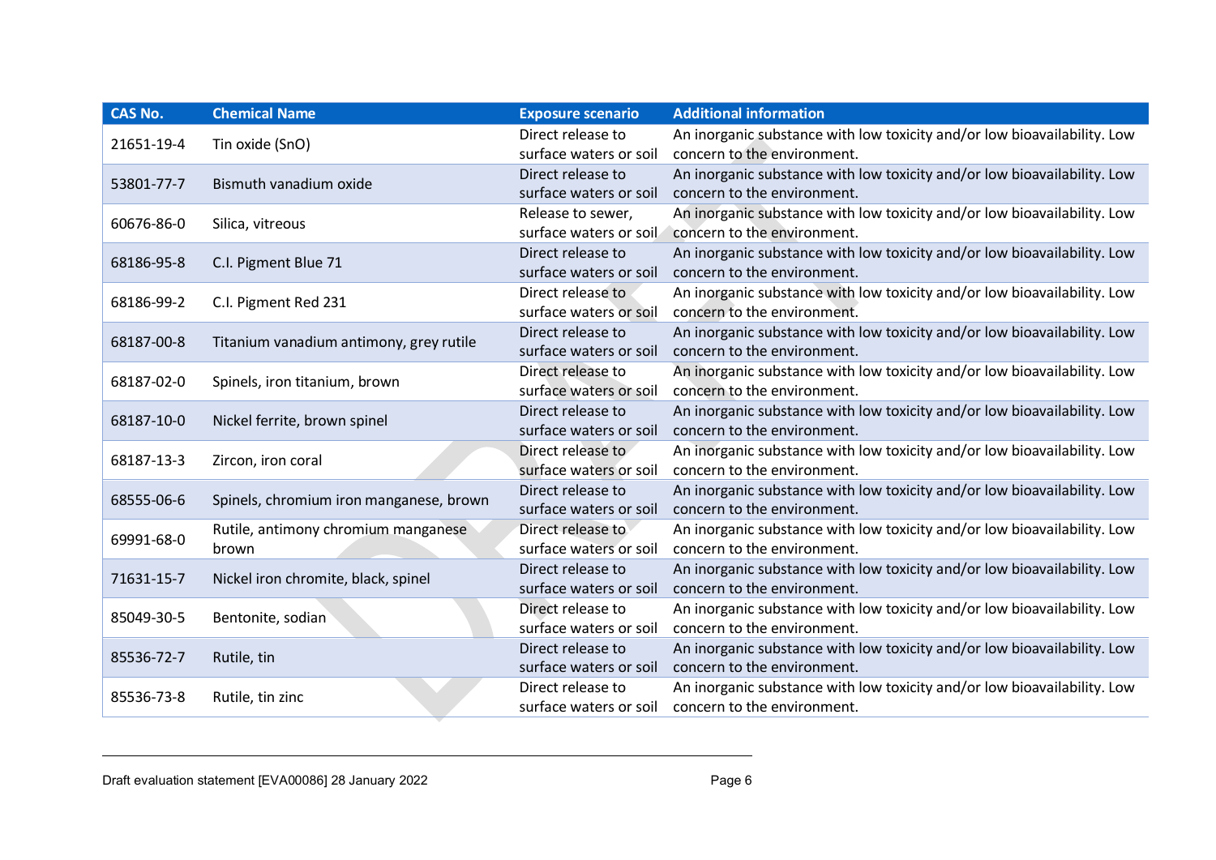| CAS No. | Chemical Name | Exposure scenario | Additional information |
|---|---|---|---|
| 21651-19-4 | Tin oxide (SnO) | Direct release to surface waters or soil | An inorganic substance with low toxicity and/or low bioavailability. Low concern to the environment. |
| 53801-77-7 | Bismuth vanadium oxide | Direct release to surface waters or soil | An inorganic substance with low toxicity and/or low bioavailability. Low concern to the environment. |
| 60676-86-0 | Silica, vitreous | Release to sewer, surface waters or soil | An inorganic substance with low toxicity and/or low bioavailability. Low concern to the environment. |
| 68186-95-8 | C.I. Pigment Blue 71 | Direct release to surface waters or soil | An inorganic substance with low toxicity and/or low bioavailability. Low concern to the environment. |
| 68186-99-2 | C.I. Pigment Red 231 | Direct release to surface waters or soil | An inorganic substance with low toxicity and/or low bioavailability. Low concern to the environment. |
| 68187-00-8 | Titanium vanadium antimony, grey rutile | Direct release to surface waters or soil | An inorganic substance with low toxicity and/or low bioavailability. Low concern to the environment. |
| 68187-02-0 | Spinels, iron titanium, brown | Direct release to surface waters or soil | An inorganic substance with low toxicity and/or low bioavailability. Low concern to the environment. |
| 68187-10-0 | Nickel ferrite, brown spinel | Direct release to surface waters or soil | An inorganic substance with low toxicity and/or low bioavailability. Low concern to the environment. |
| 68187-13-3 | Zircon, iron coral | Direct release to surface waters or soil | An inorganic substance with low toxicity and/or low bioavailability. Low concern to the environment. |
| 68555-06-6 | Spinels, chromium iron manganese, brown | Direct release to surface waters or soil | An inorganic substance with low toxicity and/or low bioavailability. Low concern to the environment. |
| 69991-68-0 | Rutile, antimony chromium manganese brown | Direct release to surface waters or soil | An inorganic substance with low toxicity and/or low bioavailability. Low concern to the environment. |
| 71631-15-7 | Nickel iron chromite, black, spinel | Direct release to surface waters or soil | An inorganic substance with low toxicity and/or low bioavailability. Low concern to the environment. |
| 85049-30-5 | Bentonite, sodian | Direct release to surface waters or soil | An inorganic substance with low toxicity and/or low bioavailability. Low concern to the environment. |
| 85536-72-7 | Rutile, tin | Direct release to surface waters or soil | An inorganic substance with low toxicity and/or low bioavailability. Low concern to the environment. |
| 85536-73-8 | Rutile, tin zinc | Direct release to surface waters or soil | An inorganic substance with low toxicity and/or low bioavailability. Low concern to the environment. |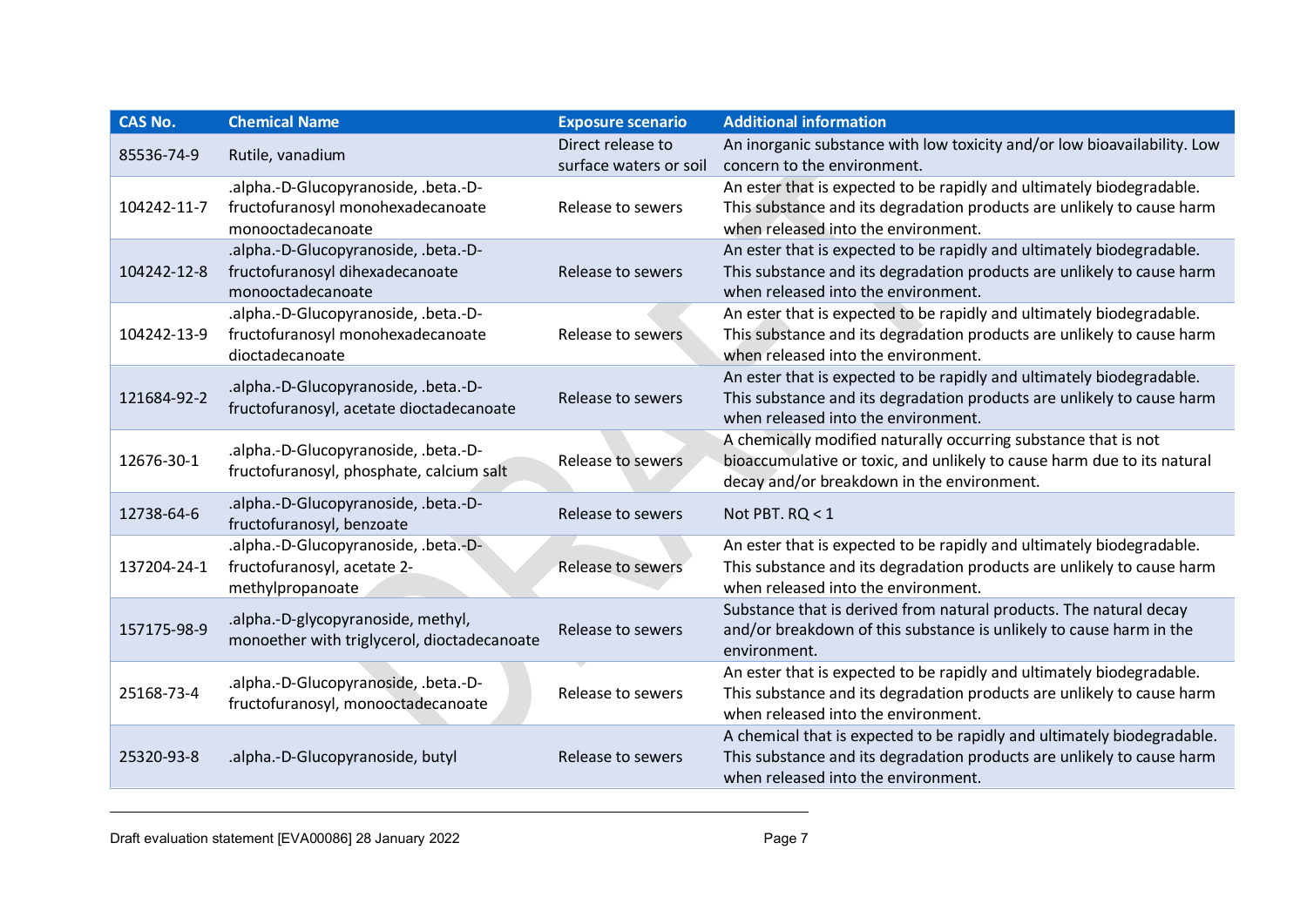| CAS No. | Chemical Name | Exposure scenario | Additional information |
|---|---|---|---|
| 85536-74-9 | Rutile, vanadium | Direct release to surface waters or soil | An inorganic substance with low toxicity and/or low bioavailability. Low concern to the environment. |
| 104242-11-7 | .alpha.-D-Glucopyranoside, .beta.-D-fructofuranosyl monohexadecanoate monooctadecanoate | Release to sewers | An ester that is expected to be rapidly and ultimately biodegradable. This substance and its degradation products are unlikely to cause harm when released into the environment. |
| 104242-12-8 | .alpha.-D-Glucopyranoside, .beta.-D-fructofuranosyl dihexadecanoate monooctadecanoate | Release to sewers | An ester that is expected to be rapidly and ultimately biodegradable. This substance and its degradation products are unlikely to cause harm when released into the environment. |
| 104242-13-9 | .alpha.-D-Glucopyranoside, .beta.-D-fructofuranosyl monohexadecanoate dioctadecanoate | Release to sewers | An ester that is expected to be rapidly and ultimately biodegradable. This substance and its degradation products are unlikely to cause harm when released into the environment. |
| 121684-92-2 | .alpha.-D-Glucopyranoside, .beta.-D-fructofuranosyl, acetate dioctadecanoate | Release to sewers | An ester that is expected to be rapidly and ultimately biodegradable. This substance and its degradation products are unlikely to cause harm when released into the environment. |
| 12676-30-1 | .alpha.-D-Glucopyranoside, .beta.-D-fructofuranosyl, phosphate, calcium salt | Release to sewers | A chemically modified naturally occurring substance that is not bioaccumulative or toxic, and unlikely to cause harm due to its natural decay and/or breakdown in the environment. |
| 12738-64-6 | .alpha.-D-Glucopyranoside, .beta.-D-fructofuranosyl, benzoate | Release to sewers | Not PBT. RQ < 1 |
| 137204-24-1 | .alpha.-D-Glucopyranoside, .beta.-D-fructofuranosyl, acetate 2-methylpropanoate | Release to sewers | An ester that is expected to be rapidly and ultimately biodegradable. This substance and its degradation products are unlikely to cause harm when released into the environment. |
| 157175-98-9 | .alpha.-D-glycopyranoside, methyl, monoether with triglycerol, dioctadecanoate | Release to sewers | Substance that is derived from natural products. The natural decay and/or breakdown of this substance is unlikely to cause harm in the environment. |
| 25168-73-4 | .alpha.-D-Glucopyranoside, .beta.-D-fructofuranosyl, monooctadecanoate | Release to sewers | An ester that is expected to be rapidly and ultimately biodegradable. This substance and its degradation products are unlikely to cause harm when released into the environment. |
| 25320-93-8 | .alpha.-D-Glucopyranoside, butyl | Release to sewers | A chemical that is expected to be rapidly and ultimately biodegradable. This substance and its degradation products are unlikely to cause harm when released into the environment. |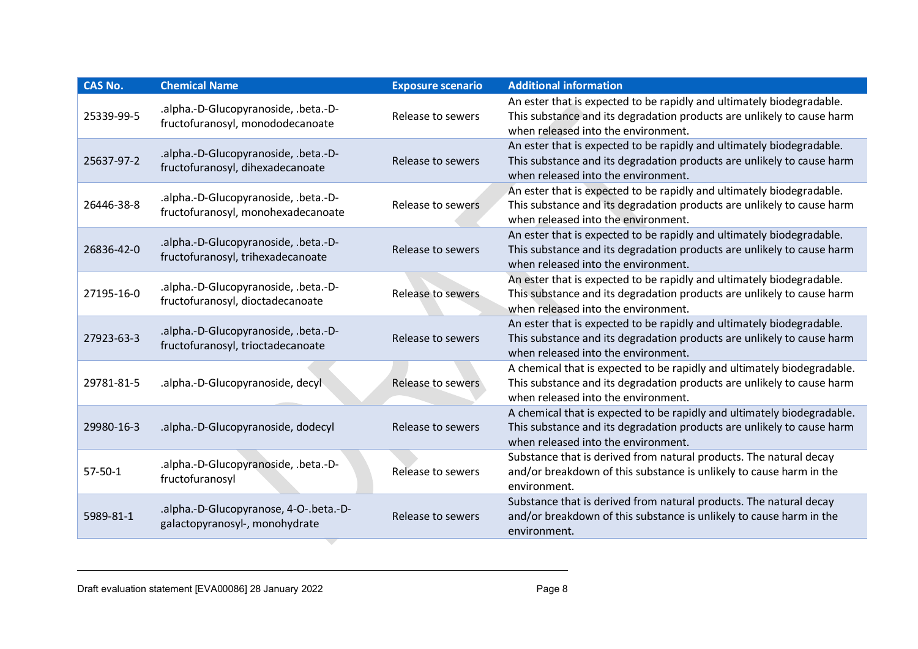| CAS No. | Chemical Name | Exposure scenario | Additional information |
| --- | --- | --- | --- |
| 25339-99-5 | .alpha.-D-Glucopyranoside, .beta.-D-fructofuranosyl, monododecanoate | Release to sewers | An ester that is expected to be rapidly and ultimately biodegradable. This substance and its degradation products are unlikely to cause harm when released into the environment. |
| 25637-97-2 | .alpha.-D-Glucopyranoside, .beta.-D-fructofuranosyl, dihexadecanoate | Release to sewers | An ester that is expected to be rapidly and ultimately biodegradable. This substance and its degradation products are unlikely to cause harm when released into the environment. |
| 26446-38-8 | .alpha.-D-Glucopyranoside, .beta.-D-fructofuranosyl, monohexadecanoate | Release to sewers | An ester that is expected to be rapidly and ultimately biodegradable. This substance and its degradation products are unlikely to cause harm when released into the environment. |
| 26836-42-0 | .alpha.-D-Glucopyranoside, .beta.-D-fructofuranosyl, trihexadecanoate | Release to sewers | An ester that is expected to be rapidly and ultimately biodegradable. This substance and its degradation products are unlikely to cause harm when released into the environment. |
| 27195-16-0 | .alpha.-D-Glucopyranoside, .beta.-D-fructofuranosyl, dioctadecanoate | Release to sewers | An ester that is expected to be rapidly and ultimately biodegradable. This substance and its degradation products are unlikely to cause harm when released into the environment. |
| 27923-63-3 | .alpha.-D-Glucopyranoside, .beta.-D-fructofuranosyl, trioctadecanoate | Release to sewers | An ester that is expected to be rapidly and ultimately biodegradable. This substance and its degradation products are unlikely to cause harm when released into the environment. |
| 29781-81-5 | .alpha.-D-Glucopyranoside, decyl | Release to sewers | A chemical that is expected to be rapidly and ultimately biodegradable. This substance and its degradation products are unlikely to cause harm when released into the environment. |
| 29980-16-3 | .alpha.-D-Glucopyranoside, dodecyl | Release to sewers | A chemical that is expected to be rapidly and ultimately biodegradable. This substance and its degradation products are unlikely to cause harm when released into the environment. |
| 57-50-1 | .alpha.-D-Glucopyranoside, .beta.-D-fructofuranosyl | Release to sewers | Substance that is derived from natural products. The natural decay and/or breakdown of this substance is unlikely to cause harm in the environment. |
| 5989-81-1 | .alpha.-D-Glucopyranose, 4-O-.beta.-D-galactopyranosyl-, monohydrate | Release to sewers | Substance that is derived from natural products. The natural decay and/or breakdown of this substance is unlikely to cause harm in the environment. |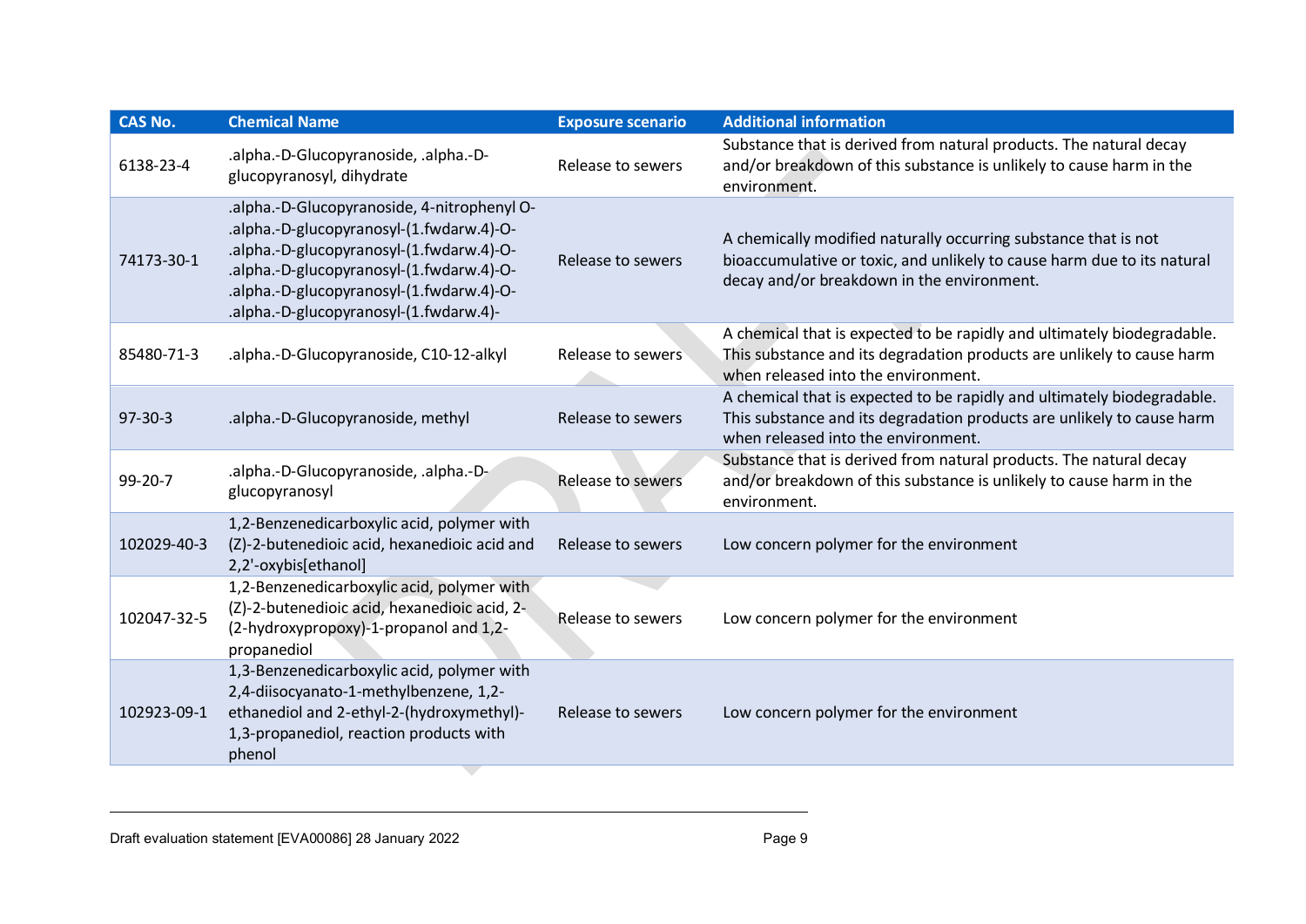| CAS No. | Chemical Name | Exposure scenario | Additional information |
|---|---|---|---|
| 6138-23-4 | .alpha.-D-Glucopyranoside, .alpha.-D-glucopyranosyl, dihydrate | Release to sewers | Substance that is derived from natural products. The natural decay and/or breakdown of this substance is unlikely to cause harm in the environment. |
| 74173-30-1 | .alpha.-D-Glucopyranoside, 4-nitrophenyl O-.alpha.-D-glucopyranosyl-(1.fwdarw.4)-O-.alpha.-D-glucopyranosyl-(1.fwdarw.4)-O-.alpha.-D-glucopyranosyl-(1.fwdarw.4)-O-.alpha.-D-glucopyranosyl-(1.fwdarw.4)-O-.alpha.-D-glucopyranosyl-(1.fwdarw.4)- | Release to sewers | A chemically modified naturally occurring substance that is not bioaccumulative or toxic, and unlikely to cause harm due to its natural decay and/or breakdown in the environment. |
| 85480-71-3 | .alpha.-D-Glucopyranoside, C10-12-alkyl | Release to sewers | A chemical that is expected to be rapidly and ultimately biodegradable. This substance and its degradation products are unlikely to cause harm when released into the environment. |
| 97-30-3 | .alpha.-D-Glucopyranoside, methyl | Release to sewers | A chemical that is expected to be rapidly and ultimately biodegradable. This substance and its degradation products are unlikely to cause harm when released into the environment. |
| 99-20-7 | .alpha.-D-Glucopyranoside, .alpha.-D-glucopyranosyl | Release to sewers | Substance that is derived from natural products. The natural decay and/or breakdown of this substance is unlikely to cause harm in the environment. |
| 102029-40-3 | 1,2-Benzenedicarboxylic acid, polymer with (Z)-2-butenedioic acid, hexanedioic acid and 2,2'-oxybis[ethanol] | Release to sewers | Low concern polymer for the environment |
| 102047-32-5 | 1,2-Benzenedicarboxylic acid, polymer with (Z)-2-butenedioic acid, hexanedioic acid, 2-(2-hydroxypropoxy)-1-propanol and 1,2-propanediol | Release to sewers | Low concern polymer for the environment |
| 102923-09-1 | 1,3-Benzenedicarboxylic acid, polymer with 2,4-diisocyanato-1-methylbenzene, 1,2-ethanediol and 2-ethyl-2-(hydroxymethyl)-1,3-propanediol, reaction products with phenol | Release to sewers | Low concern polymer for the environment |

Draft evaluation statement [EVA00086] 28 January 2022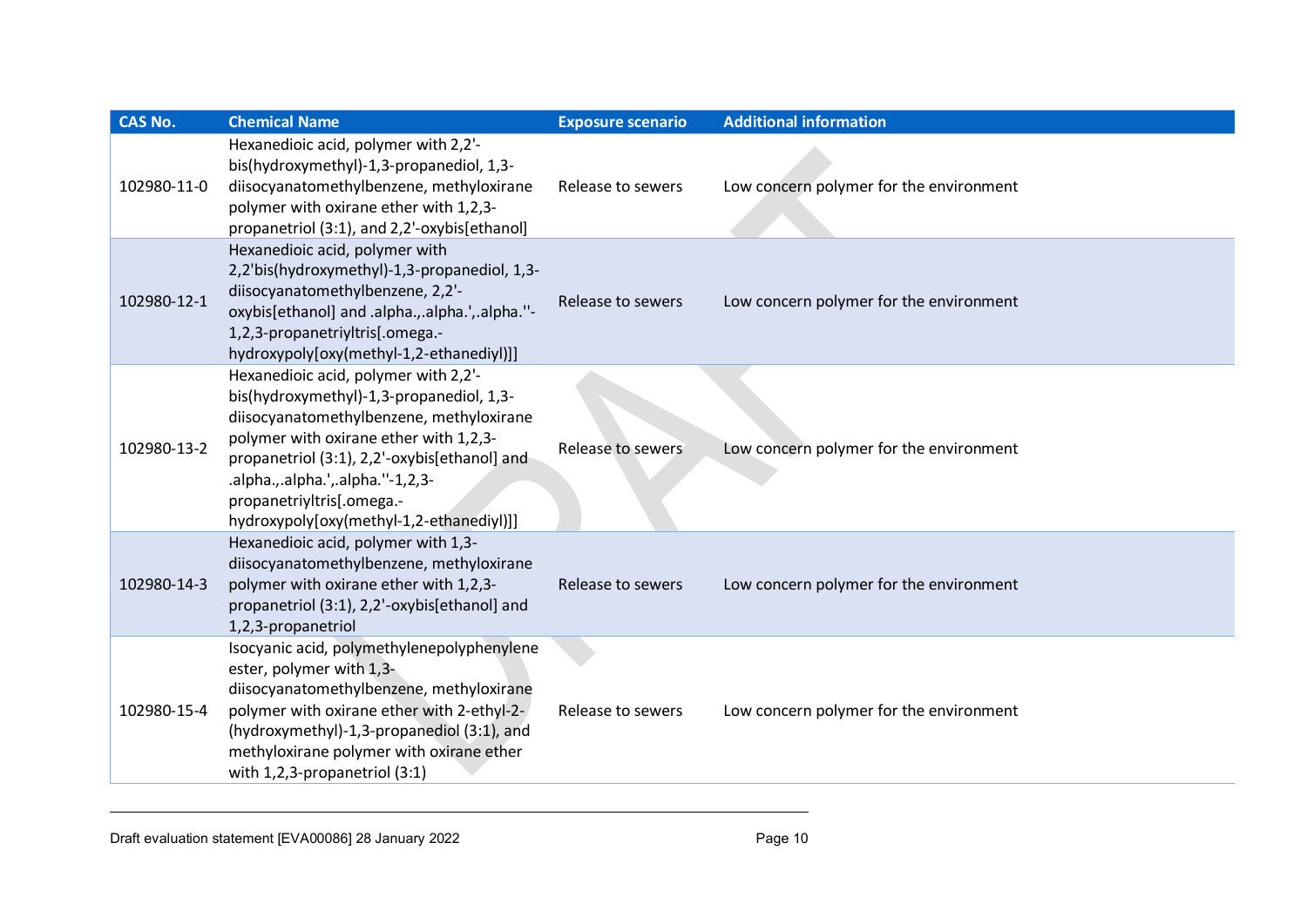| CAS No. | Chemical Name | Exposure scenario | Additional information |
|---|---|---|---|
| 102980-11-0 | Hexanedioic acid, polymer with 2,2'-bis(hydroxymethyl)-1,3-propanediol, 1,3-diisocyanatomethylbenzene, methyloxirane polymer with oxirane ether with 1,2,3-propanetriol (3:1), and 2,2'-oxybis[ethanol] | Release to sewers | Low concern polymer for the environment |
| 102980-12-1 | Hexanedioic acid, polymer with 2,2'bis(hydroxymethyl)-1,3-propanediol, 1,3-diisocyanatomethylbenzene, 2,2'-oxybis[ethanol] and .alpha.,.alpha.',.alpha.''-1,2,3-propanetriyltris[.omega.-hydroxypoly[oxy(methyl-1,2-ethanediyl)]] | Release to sewers | Low concern polymer for the environment |
| 102980-13-2 | Hexanedioic acid, polymer with 2,2'-bis(hydroxymethyl)-1,3-propanediol, 1,3-diisocyanatomethylbenzene, methyloxirane polymer with oxirane ether with 1,2,3-propanetriol (3:1), 2,2'-oxybis[ethanol] and .alpha.,.alpha.',.alpha.''-1,2,3-propanetriyltris[.omega.-hydroxypoly[oxy(methyl-1,2-ethanediyl)]] | Release to sewers | Low concern polymer for the environment |
| 102980-14-3 | Hexanedioic acid, polymer with 1,3-diisocyanatomethylbenzene, methyloxirane polymer with oxirane ether with 1,2,3-propanetriol (3:1), 2,2'-oxybis[ethanol] and 1,2,3-propanetriol | Release to sewers | Low concern polymer for the environment |
| 102980-15-4 | Isocyanic acid, polymethylenepolyphenylene ester, polymer with 1,3-diisocyanatomethylbenzene, methyloxirane polymer with oxirane ether with 2-ethyl-2-(hydroxymethyl)-1,3-propanediol (3:1), and methyloxirane polymer with oxirane ether with 1,2,3-propanetriol (3:1) | Release to sewers | Low concern polymer for the environment |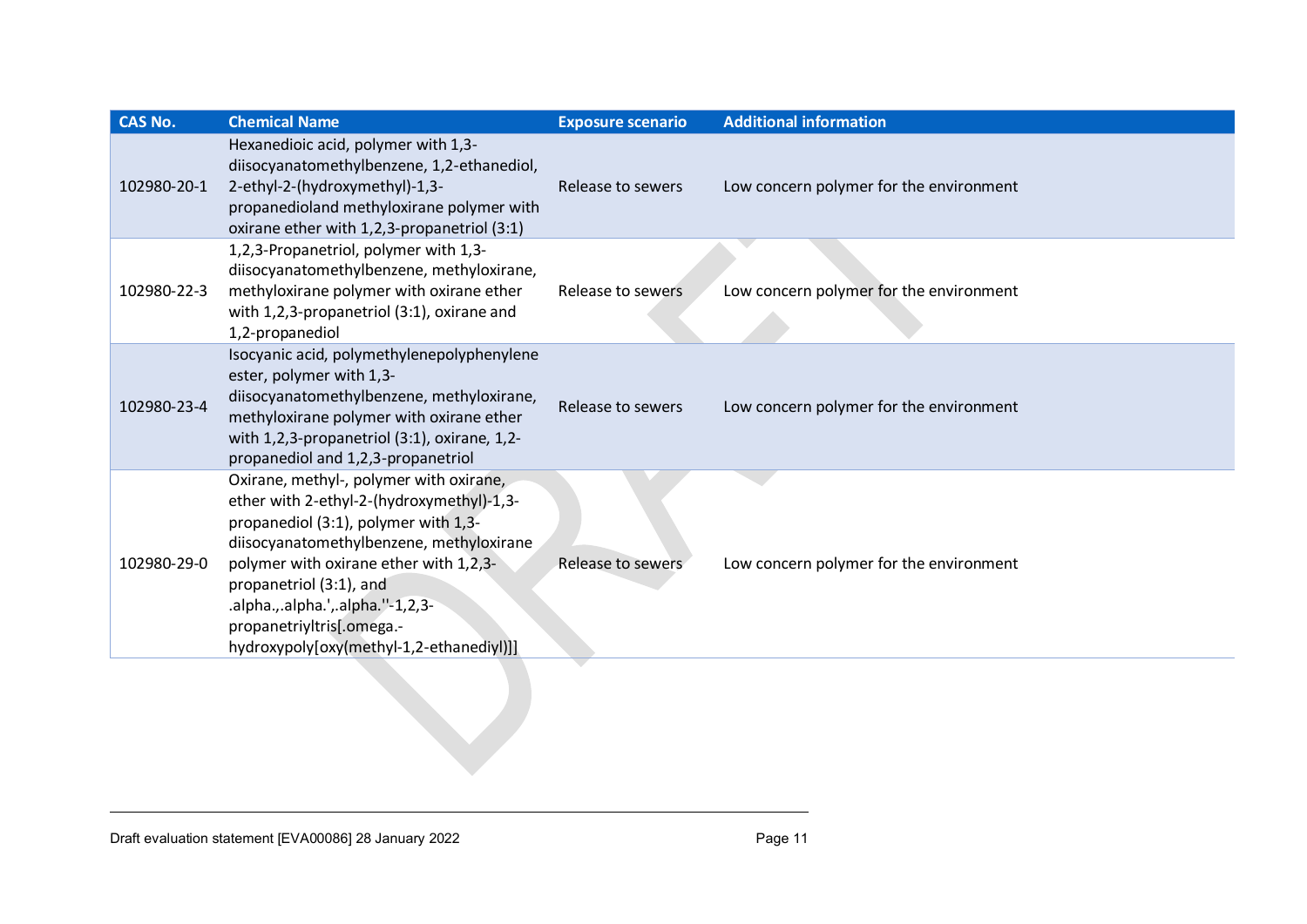| CAS No. | Chemical Name | Exposure scenario | Additional information |
|---|---|---|---|
| 102980-20-1 | Hexanedioic acid, polymer with 1,3-diisocyanatomethylbenzene, 1,2-ethanediol, 2-ethyl-2-(hydroxymethyl)-1,3-propanedioland methyloxirane polymer with oxirane ether with 1,2,3-propanetriol (3:1) | Release to sewers | Low concern polymer for the environment |
| 102980-22-3 | 1,2,3-Propanetriol, polymer with 1,3-diisocyanatomethylbenzene, methyloxirane, methyloxirane polymer with oxirane ether with 1,2,3-propanetriol (3:1), oxirane and 1,2-propanediol | Release to sewers | Low concern polymer for the environment |
| 102980-23-4 | Isocyanic acid, polymethylenepolyphenylene ester, polymer with 1,3-diisocyanatomethylbenzene, methyloxirane, methyloxirane polymer with oxirane ether with 1,2,3-propanetriol (3:1), oxirane, 1,2-propanediol and 1,2,3-propanetriol | Release to sewers | Low concern polymer for the environment |
| 102980-29-0 | Oxirane, methyl-, polymer with oxirane, ether with 2-ethyl-2-(hydroxymethyl)-1,3-propanediol (3:1), polymer with 1,3-diisocyanatomethylbenzene, methyloxirane polymer with oxirane ether with 1,2,3-propanetriol (3:1), and .alpha.,.alpha.',.alpha.''-1,2,3-propanetriyltris[.omega.-hydroxypoly[oxy(methyl-1,2-ethanediyl)]] | Release to sewers | Low concern polymer for the environment |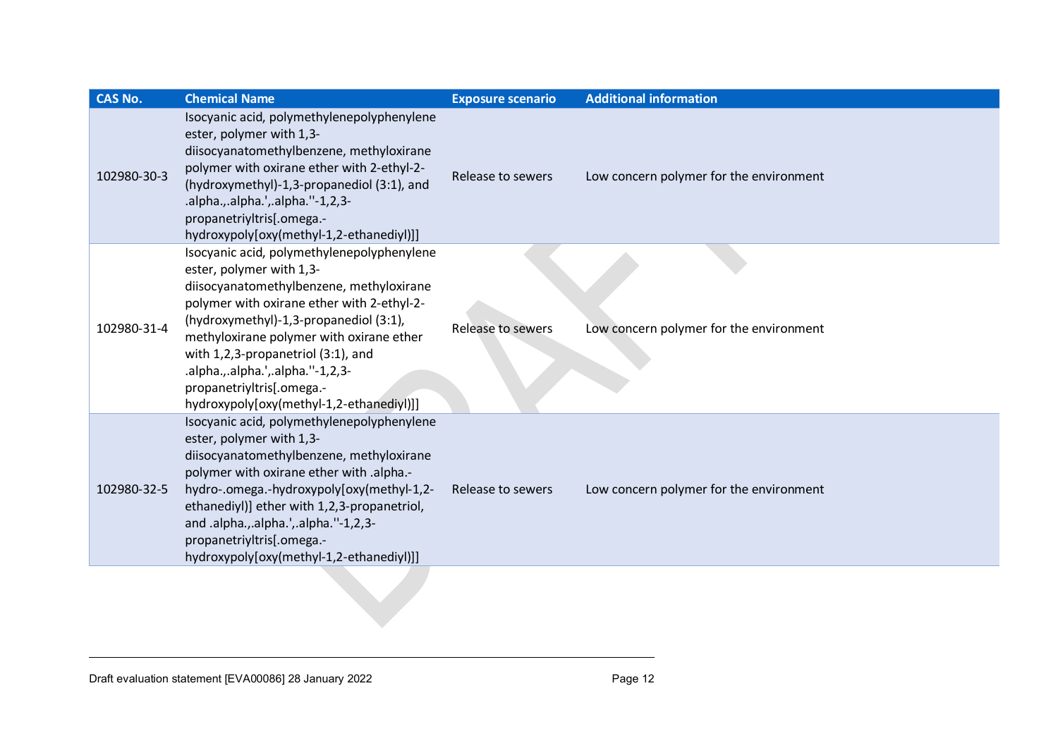| CAS No. | Chemical Name | Exposure scenario | Additional information |
|---|---|---|---|
| 102980-30-3 | Isocyanic acid, polymethylenepolyphenylene ester, polymer with 1,3-diisocyanatomethylbenzene, methyloxirane polymer with oxirane ether with 2-ethyl-2-(hydroxymethyl)-1,3-propanediol (3:1), and .alpha.,.alpha.',.alpha.''-1,2,3-propanetriyltris[.omega.-hydroxypoly[oxy(methyl-1,2-ethanediyl)]] | Release to sewers | Low concern polymer for the environment |
| 102980-31-4 | Isocyanic acid, polymethylenepolyphenylene ester, polymer with 1,3-diisocyanatomethylbenzene, methyloxirane polymer with oxirane ether with 2-ethyl-2-(hydroxymethyl)-1,3-propanediol (3:1), methyloxirane polymer with oxirane ether with 1,2,3-propanetriol (3:1), and .alpha.,.alpha.',.alpha.''-1,2,3-propanetriyltris[.omega.-hydroxypoly[oxy(methyl-1,2-ethanediyl)]] | Release to sewers | Low concern polymer for the environment |
| 102980-32-5 | Isocyanic acid, polymethylenepolyphenylene ester, polymer with 1,3-diisocyanatomethylbenzene, methyloxirane polymer with oxirane ether with .alpha.-hydro-.omega.-hydroxypoly[oxy(methyl-1,2-ethanediyl)] ether with 1,2,3-propanetriol, and .alpha.,.alpha.',.alpha.''-1,2,3-propanetriyltris[.omega.-hydroxypoly[oxy(methyl-1,2-ethanediyl)]] | Release to sewers | Low concern polymer for the environment |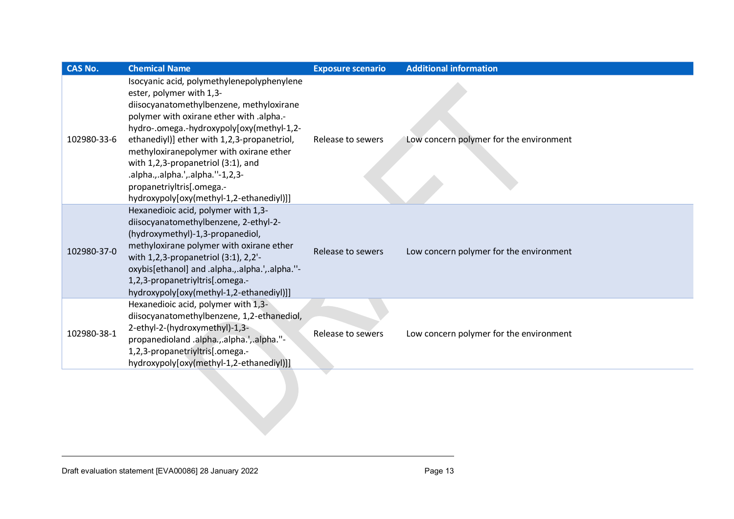| CAS No. | Chemical Name | Exposure scenario | Additional information |
|---|---|---|---|
| 102980-33-6 | Isocyanic acid, polymethylenepolyphenylene ester, polymer with 1,3-diisocyanatomethylbenzene, methyloxirane polymer with oxirane ether with .alpha.-hydro-.omega.-hydroxypoly[oxy(methyl-1,2-ethanediyl)] ether with 1,2,3-propanetriol, methyloxiranepolymer with oxirane ether with 1,2,3-propanetriol (3:1), and .alpha.,.alpha.',.alpha.''-1,2,3-propanetriyltris[.omega.-hydroxypoly[oxy(methyl-1,2-ethanediyl)]] | Release to sewers | Low concern polymer for the environment |
| 102980-37-0 | Hexanedioic acid, polymer with 1,3-diisocyanatomethylbenzene, 2-ethyl-2-(hydroxymethyl)-1,3-propanediol, methyloxirane polymer with oxirane ether with 1,2,3-propanetriol (3:1), 2,2'-oxybis[ethanol] and .alpha.,.alpha.',.alpha.''-1,2,3-propanetriyltris[.omega.-hydroxypoly[oxy(methyl-1,2-ethanediyl)]] | Release to sewers | Low concern polymer for the environment |
| 102980-38-1 | Hexanedioic acid, polymer with 1,3-diisocyanatomethylbenzene, 1,2-ethanediol, 2-ethyl-2-(hydroxymethyl)-1,3-propanedioland .alpha.,.alpha.',.alpha.''-1,2,3-propanetriyltris[.omega.-hydroxypoly[oxy(methyl-1,2-ethanediyl)]] | Release to sewers | Low concern polymer for the environment |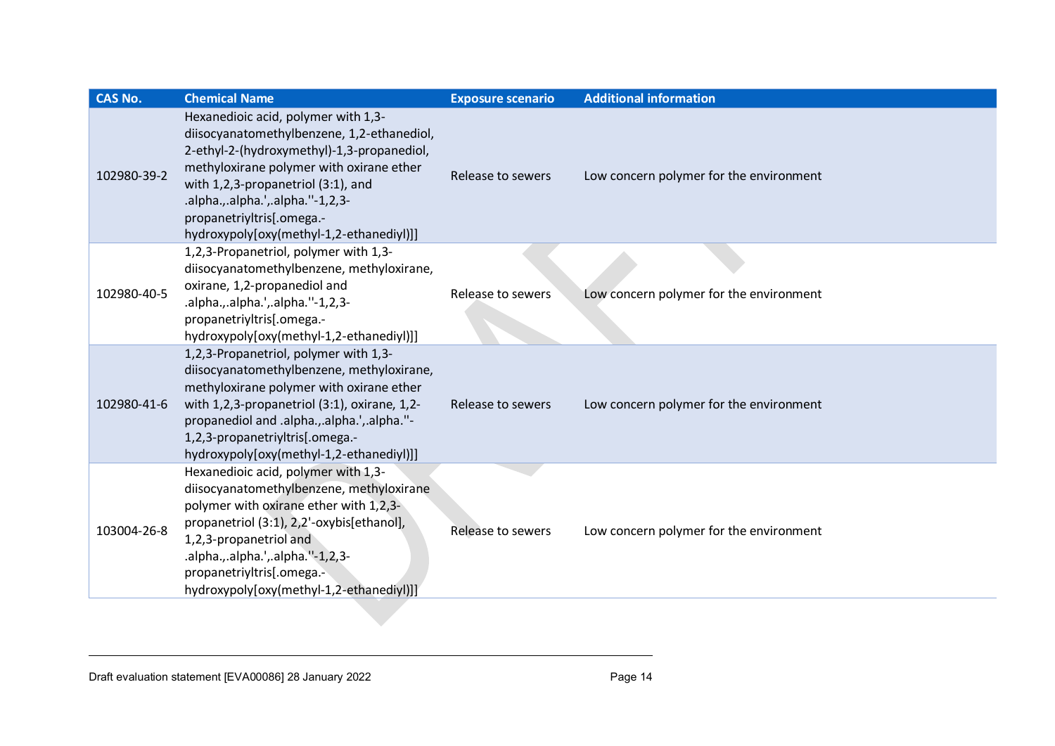| CAS No. | Chemical Name | Exposure scenario | Additional information |
|---|---|---|---|
| 102980-39-2 | Hexanedioic acid, polymer with 1,3-diisocyanatomethylbenzene, 1,2-ethanediol, 2-ethyl-2-(hydroxymethyl)-1,3-propanediol, methyloxirane polymer with oxirane ether with 1,2,3-propanetriol (3:1), and .alpha.,.alpha.',.alpha.''-1,2,3-propanetriyltris[.omega.-hydroxypoly[oxy(methyl-1,2-ethanediyl)]] | Release to sewers | Low concern polymer for the environment |
| 102980-40-5 | 1,2,3-Propanetriol, polymer with 1,3-diisocyanatomethylbenzene, methyloxirane, oxirane, 1,2-propanediol and .alpha.,.alpha.',.alpha.''-1,2,3-propanetriyltris[.omega.-hydroxypoly[oxy(methyl-1,2-ethanediyl)]] | Release to sewers | Low concern polymer for the environment |
| 102980-41-6 | 1,2,3-Propanetriol, polymer with 1,3-diisocyanatomethylbenzene, methyloxirane, methyloxirane polymer with oxirane ether with 1,2,3-propanetriol (3:1), oxirane, 1,2-propanediol and .alpha.,.alpha.',.alpha.''-1,2,3-propanetriyltris[.omega.-hydroxypoly[oxy(methyl-1,2-ethanediyl)]] | Release to sewers | Low concern polymer for the environment |
| 103004-26-8 | Hexanedioic acid, polymer with 1,3-diisocyanatomethylbenzene, methyloxirane polymer with oxirane ether with 1,2,3-propanetriol (3:1), 2,2'-oxybis[ethanol], 1,2,3-propanetriol and .alpha.,.alpha.',.alpha.''-1,2,3-propanetriyltris[.omega.-hydroxypoly[oxy(methyl-1,2-ethanediyl)]] | Release to sewers | Low concern polymer for the environment |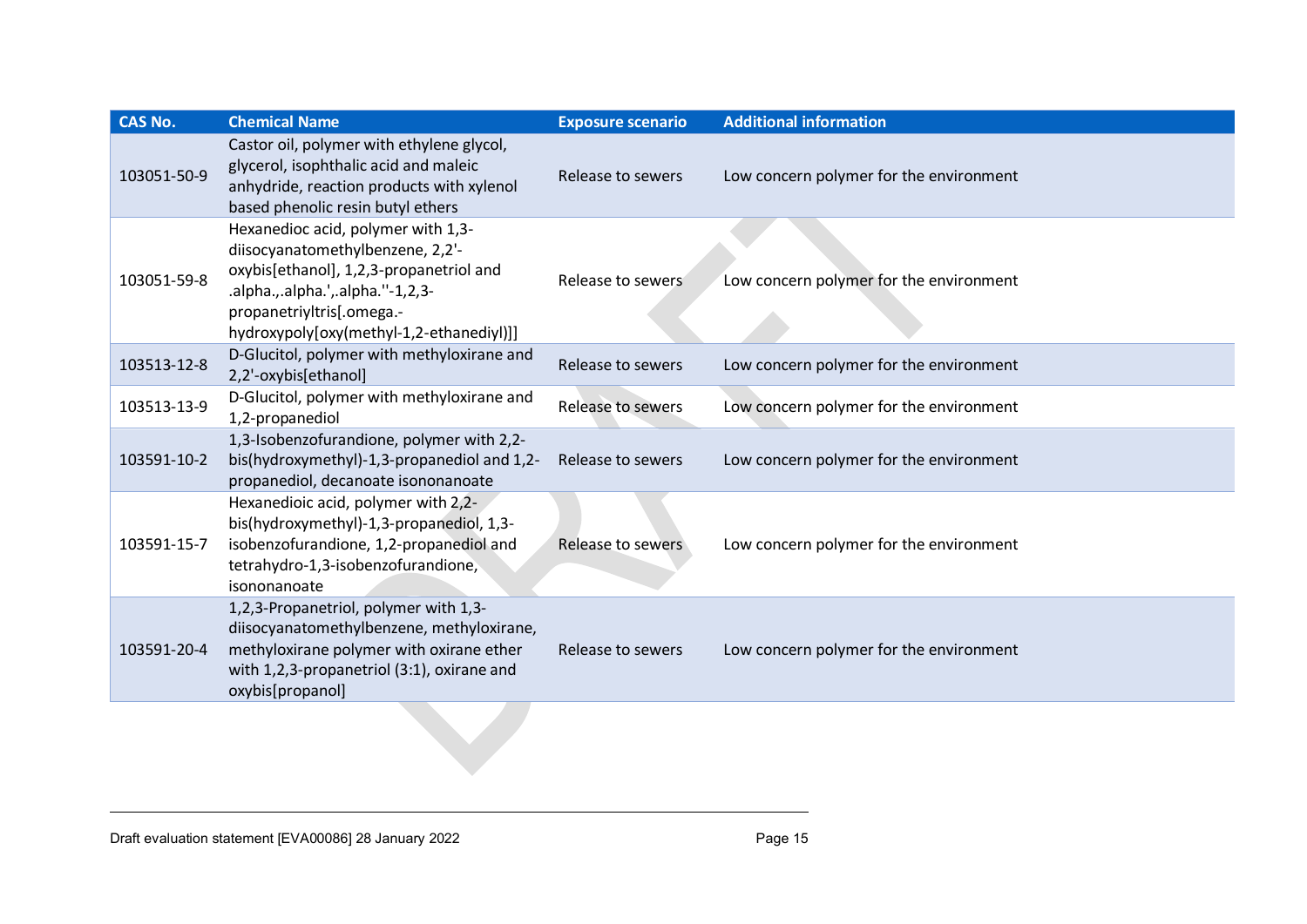| CAS No. | Chemical Name | Exposure scenario | Additional information |
| --- | --- | --- | --- |
| 103051-50-9 | Castor oil, polymer with ethylene glycol, glycerol, isophthalic acid and maleic anhydride, reaction products with xylenol based phenolic resin butyl ethers | Release to sewers | Low concern polymer for the environment |
| 103051-59-8 | Hexanedioc acid, polymer with 1,3-diisocyanatomethylbenzene, 2,2'-oxybis[ethanol], 1,2,3-propanetriol and .alpha.,.alpha.',.alpha.''-1,2,3-propanetriyltris[.omega.-hydroxypoly[oxy(methyl-1,2-ethanediyl)]] | Release to sewers | Low concern polymer for the environment |
| 103513-12-8 | D-Glucitol, polymer with methyloxirane and 2,2'-oxybis[ethanol] | Release to sewers | Low concern polymer for the environment |
| 103513-13-9 | D-Glucitol, polymer with methyloxirane and 1,2-propanediol | Release to sewers | Low concern polymer for the environment |
| 103591-10-2 | 1,3-Isobenzofurandione, polymer with 2,2-bis(hydroxymethyl)-1,3-propanediol and 1,2-propanediol, decanoate isononanoate | Release to sewers | Low concern polymer for the environment |
| 103591-15-7 | Hexanedioic acid, polymer with 2,2-bis(hydroxymethyl)-1,3-propanediol, 1,3-isobenzofurandione, 1,2-propanediol and tetrahydro-1,3-isobenzofurandione, isononanoate | Release to sewers | Low concern polymer for the environment |
| 103591-20-4 | 1,2,3-Propanetriol, polymer with 1,3-diisocyanatomethylbenzene, methyloxirane, methyloxirane polymer with oxirane ether with 1,2,3-propanetriol (3:1), oxirane and oxybis[propanol] | Release to sewers | Low concern polymer for the environment |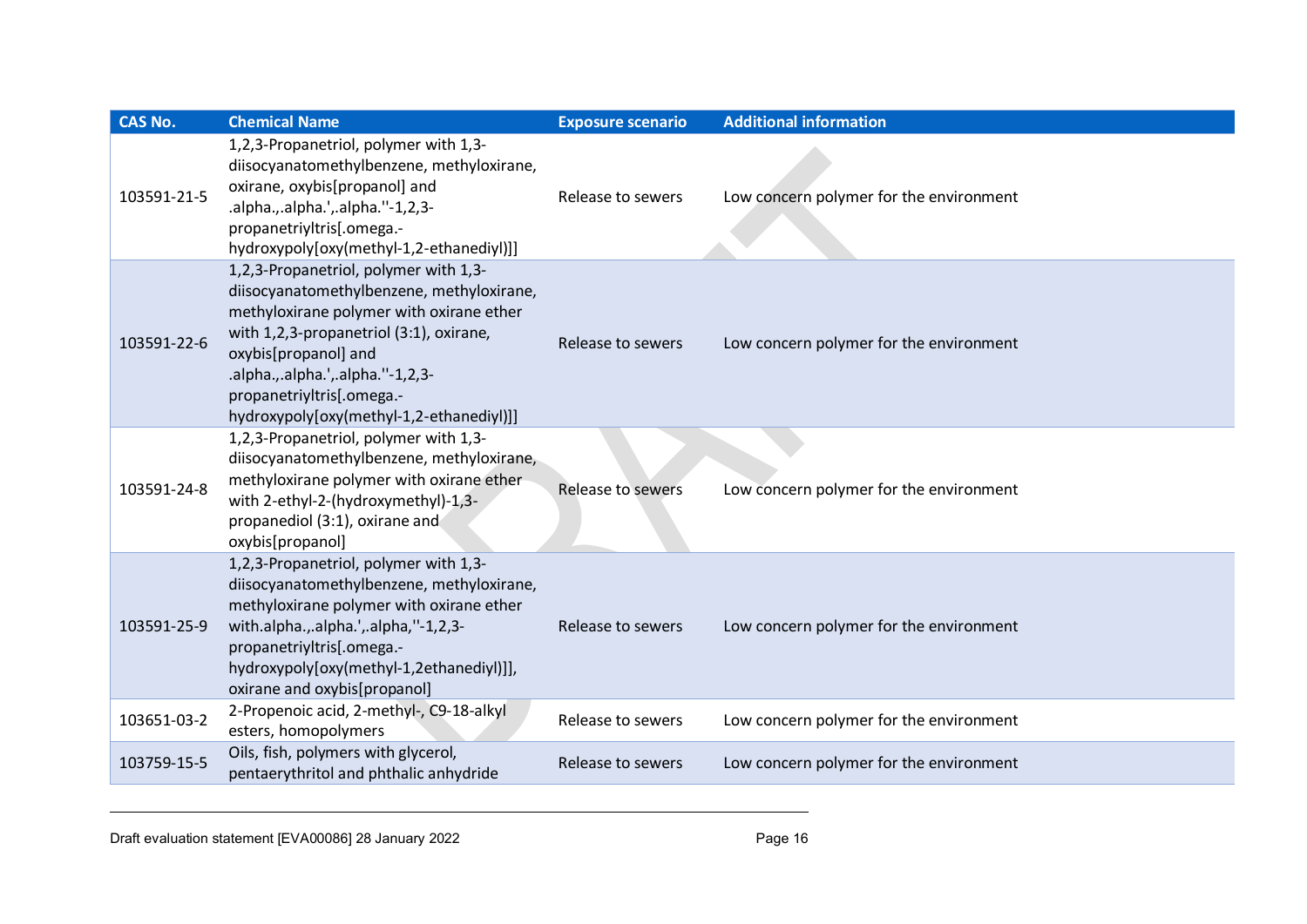| CAS No. | Chemical Name | Exposure scenario | Additional information |
|---|---|---|---|
| 103591-21-5 | 1,2,3-Propanetriol, polymer with 1,3-diisocyanatomethylbenzene, methyloxirane, oxirane, oxybis[propanol] and .alpha.,.alpha.',.alpha.''-1,2,3-propanetriyltris[.omega.-hydroxypoly[oxy(methyl-1,2-ethanediyl)]] | Release to sewers | Low concern polymer for the environment |
| 103591-22-6 | 1,2,3-Propanetriol, polymer with 1,3-diisocyanatomethylbenzene, methyloxirane, methyloxirane polymer with oxirane ether with 1,2,3-propanetriol (3:1), oxirane, oxybis[propanol] and .alpha.,.alpha.',.alpha.''-1,2,3-propanetriyltris[.omega.-hydroxypoly[oxy(methyl-1,2-ethanediyl)]] | Release to sewers | Low concern polymer for the environment |
| 103591-24-8 | 1,2,3-Propanetriol, polymer with 1,3-diisocyanatomethylbenzene, methyloxirane, methyloxirane polymer with oxirane ether with 2-ethyl-2-(hydroxymethyl)-1,3-propanediol (3:1), oxirane and oxybis[propanol] | Release to sewers | Low concern polymer for the environment |
| 103591-25-9 | 1,2,3-Propanetriol, polymer with 1,3-diisocyanatomethylbenzene, methyloxirane, methyloxirane polymer with oxirane ether with.alpha.,.alpha.',.alpha,''-1,2,3-propanetriyltris[.omega.-hydroxypoly[oxy(methyl-1,2ethanediyl)]], oxirane and oxybis[propanol] | Release to sewers | Low concern polymer for the environment |
| 103651-03-2 | 2-Propenoic acid, 2-methyl-, C9-18-alkyl esters, homopolymers | Release to sewers | Low concern polymer for the environment |
| 103759-15-5 | Oils, fish, polymers with glycerol, pentaerythritol and phthalic anhydride | Release to sewers | Low concern polymer for the environment |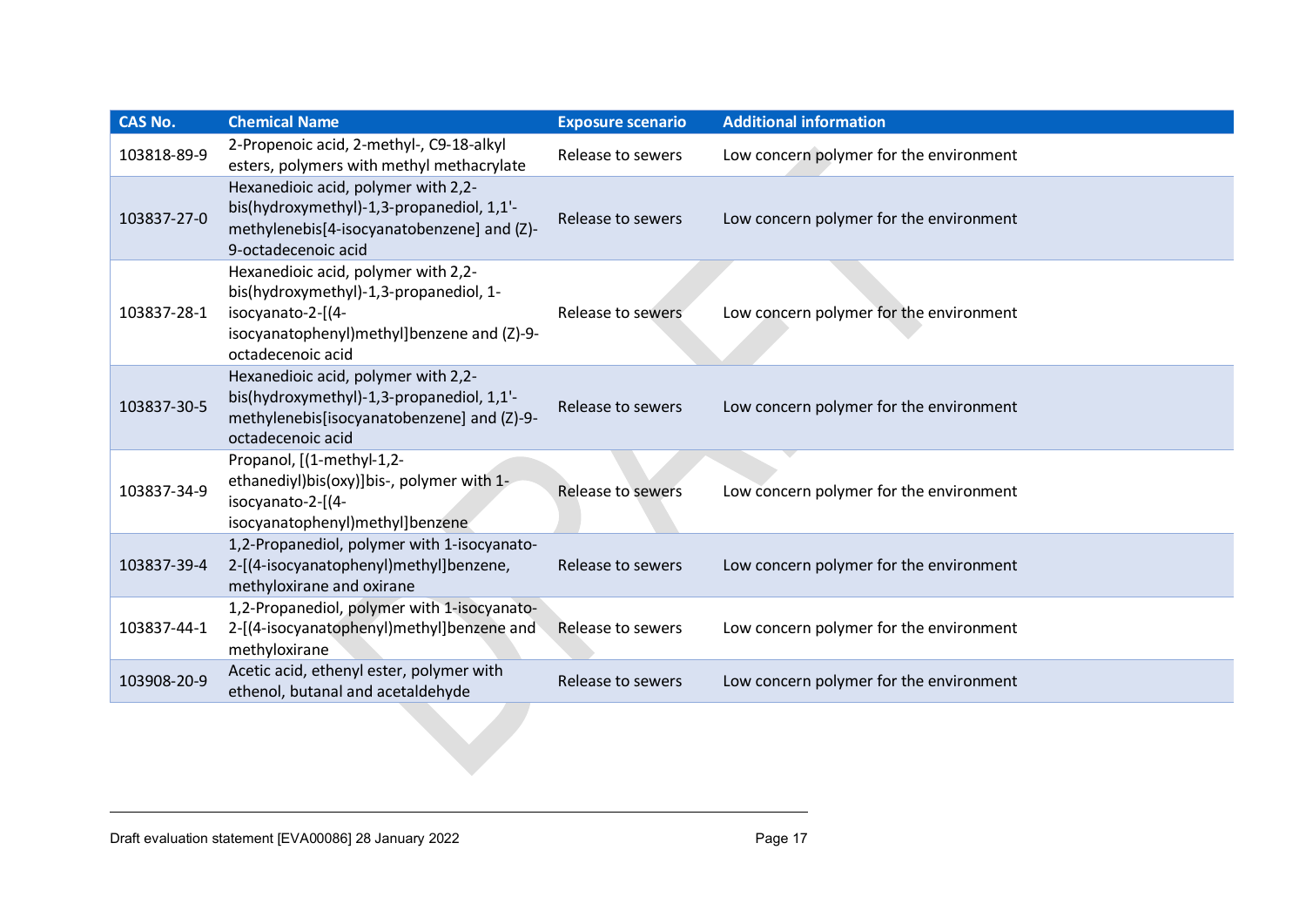| CAS No. | Chemical Name | Exposure scenario | Additional information |
|---|---|---|---|
| 103818-89-9 | 2-Propenoic acid, 2-methyl-, C9-18-alkyl esters, polymers with methyl methacrylate | Release to sewers | Low concern polymer for the environment |
| 103837-27-0 | Hexanedioic acid, polymer with 2,2-bis(hydroxymethyl)-1,3-propanediol, 1,1'-methylenebis[4-isocyanatobenzene] and (Z)-9-octadecenoic acid | Release to sewers | Low concern polymer for the environment |
| 103837-28-1 | Hexanedioic acid, polymer with 2,2-bis(hydroxymethyl)-1,3-propanediol, 1-isocyanato-2-[(4-isocyanatophenyl)methyl]benzene and (Z)-9-octadecenoic acid | Release to sewers | Low concern polymer for the environment |
| 103837-30-5 | Hexanedioic acid, polymer with 2,2-bis(hydroxymethyl)-1,3-propanediol, 1,1'-methylenebis[isocyanatobenzene] and (Z)-9-octadecenoic acid | Release to sewers | Low concern polymer for the environment |
| 103837-34-9 | Propanol, [(1-methyl-1,2-ethanediyl)bis(oxy)]bis-, polymer with 1-isocyanato-2-[(4-isocyanatophenyl)methyl]benzene | Release to sewers | Low concern polymer for the environment |
| 103837-39-4 | 1,2-Propanediol, polymer with 1-isocyanato-2-[(4-isocyanatophenyl)methyl]benzene, methyloxirane and oxirane | Release to sewers | Low concern polymer for the environment |
| 103837-44-1 | 1,2-Propanediol, polymer with 1-isocyanato-2-[(4-isocyanatophenyl)methyl]benzene and methyloxirane | Release to sewers | Low concern polymer for the environment |
| 103908-20-9 | Acetic acid, ethenyl ester, polymer with ethenol, butanal and acetaldehyde | Release to sewers | Low concern polymer for the environment |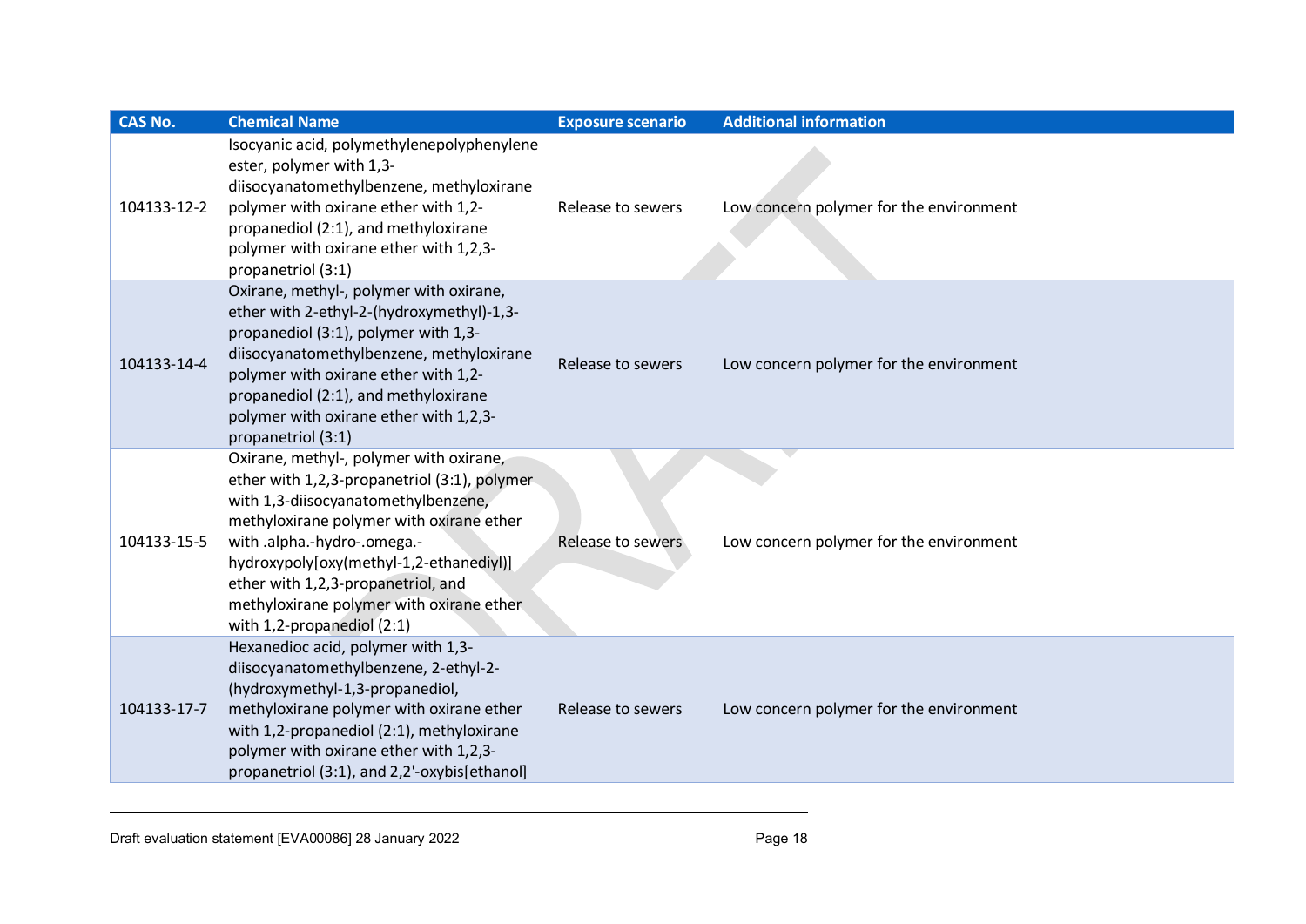| CAS No. | Chemical Name | Exposure scenario | Additional information |
|---|---|---|---|
| 104133-12-2 | Isocyanic acid, polymethylenepolyphenylene ester, polymer with 1,3-diisocyanatomethylbenzene, methyloxirane polymer with oxirane ether with 1,2-propanediol (2:1), and methyloxirane polymer with oxirane ether with 1,2,3-propanetriol (3:1) | Release to sewers | Low concern polymer for the environment |
| 104133-14-4 | Oxirane, methyl-, polymer with oxirane, ether with 2-ethyl-2-(hydroxymethyl)-1,3-propanediol (3:1), polymer with 1,3-diisocyanatomethylbenzene, methyloxirane polymer with oxirane ether with 1,2-propanediol (2:1), and methyloxirane polymer with oxirane ether with 1,2,3-propanetriol (3:1) | Release to sewers | Low concern polymer for the environment |
| 104133-15-5 | Oxirane, methyl-, polymer with oxirane, ether with 1,2,3-propanetriol (3:1), polymer with 1,3-diisocyanatomethylbenzene, methyloxirane polymer with oxirane ether with .alpha.-hydro-.omega.-hydroxypoly[oxy(methyl-1,2-ethanediyl)] ether with 1,2,3-propanetriol, and methyloxirane polymer with oxirane ether with 1,2-propanediol (2:1) | Release to sewers | Low concern polymer for the environment |
| 104133-17-7 | Hexanedioc acid, polymer with 1,3-diisocyanatomethylbenzene, 2-ethyl-2-(hydroxymethyl-1,3-propanediol, methyloxirane polymer with oxirane ether with 1,2-propanediol (2:1), methyloxirane polymer with oxirane ether with 1,2,3-propanetriol (3:1), and 2,2'-oxybis[ethanol] | Release to sewers | Low concern polymer for the environment |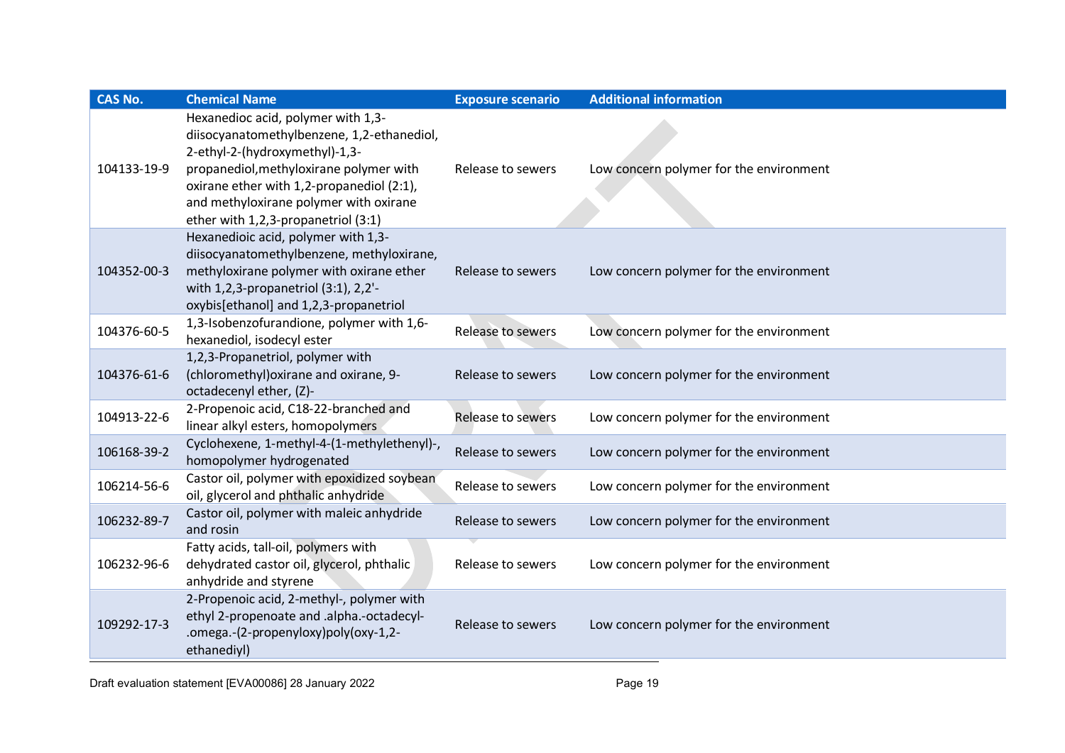| CAS No. | Chemical Name | Exposure scenario | Additional information |
|---|---|---|---|
| 104133-19-9 | Hexanedioc acid, polymer with 1,3-diisocyanatomethylbenzene, 1,2-ethanediol, 2-ethyl-2-(hydroxymethyl)-1,3-propanediol,methyloxirane polymer with oxirane ether with 1,2-propanediol (2:1), and methyloxirane polymer with oxirane ether with 1,2,3-propanetriol (3:1) | Release to sewers | Low concern polymer for the environment |
| 104352-00-3 | Hexanedioic acid, polymer with 1,3-diisocyanatomethylbenzene, methyloxirane, methyloxirane polymer with oxirane ether with 1,2,3-propanetriol (3:1), 2,2'-oxybis[ethanol] and 1,2,3-propanetriol | Release to sewers | Low concern polymer for the environment |
| 104376-60-5 | 1,3-Isobenzofurandione, polymer with 1,6-hexanediol, isodecyl ester | Release to sewers | Low concern polymer for the environment |
| 104376-61-6 | 1,2,3-Propanetriol, polymer with (chloromethyl)oxirane and oxirane, 9-octadecenyl ether, (Z)- | Release to sewers | Low concern polymer for the environment |
| 104913-22-6 | 2-Propenoic acid, C18-22-branched and linear alkyl esters, homopolymers | Release to sewers | Low concern polymer for the environment |
| 106168-39-2 | Cyclohexene, 1-methyl-4-(1-methylethenyl)-, homopolymer hydrogenated | Release to sewers | Low concern polymer for the environment |
| 106214-56-6 | Castor oil, polymer with epoxidized soybean oil, glycerol and phthalic anhydride | Release to sewers | Low concern polymer for the environment |
| 106232-89-7 | Castor oil, polymer with maleic anhydride and rosin | Release to sewers | Low concern polymer for the environment |
| 106232-96-6 | Fatty acids, tall-oil, polymers with dehydrated castor oil, glycerol, phthalic anhydride and styrene | Release to sewers | Low concern polymer for the environment |
| 109292-17-3 | 2-Propenoic acid, 2-methyl-, polymer with ethyl 2-propenoate and .alpha.-octadecyl-.omega.-(2-propenyloxy)poly(oxy-1,2-ethanediyl) | Release to sewers | Low concern polymer for the environment |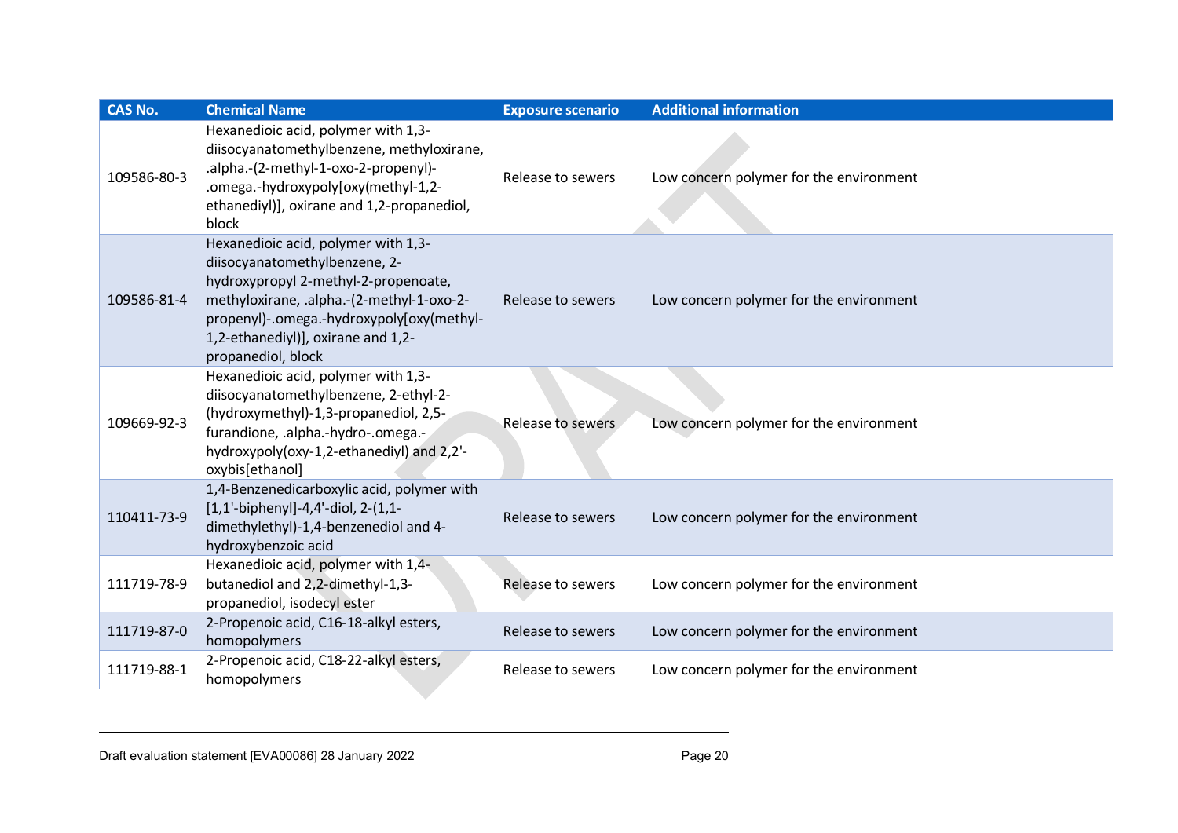| CAS No. | Chemical Name | Exposure scenario | Additional information |
| --- | --- | --- | --- |
| 109586-80-3 | Hexanedioic acid, polymer with 1,3-diisocyanatomethylbenzene, methyloxirane, .alpha.-(2-methyl-1-oxo-2-propenyl)-.omega.-hydroxypoly[oxy(methyl-1,2-ethanediyl)], oxirane and 1,2-propanediol, block | Release to sewers | Low concern polymer for the environment |
| 109586-81-4 | Hexanedioic acid, polymer with 1,3-diisocyanatomethylbenzene, 2-hydroxypropyl 2-methyl-2-propenoate, methyloxirane, .alpha.-(2-methyl-1-oxo-2-propenyl)-.omega.-hydroxypoly[oxy(methyl-1,2-ethanediyl)], oxirane and 1,2-propanediol, block | Release to sewers | Low concern polymer for the environment |
| 109669-92-3 | Hexanedioic acid, polymer with 1,3-diisocyanatomethylbenzene, 2-ethyl-2-(hydroxymethyl)-1,3-propanediol, 2,5-furandione, .alpha.-hydro-.omega.-hydroxypoly(oxy-1,2-ethanediyl) and 2,2'-oxybis[ethanol] | Release to sewers | Low concern polymer for the environment |
| 110411-73-9 | 1,4-Benzenedicarboxylic acid, polymer with [1,1'-biphenyl]-4,4'-diol, 2-(1,1-dimethylethyl)-1,4-benzenediol and 4-hydroxybenzoic acid | Release to sewers | Low concern polymer for the environment |
| 111719-78-9 | Hexanedioic acid, polymer with 1,4-butanediol and 2,2-dimethyl-1,3-propanediol, isodecyl ester | Release to sewers | Low concern polymer for the environment |
| 111719-87-0 | 2-Propenoic acid, C16-18-alkyl esters, homopolymers | Release to sewers | Low concern polymer for the environment |
| 111719-88-1 | 2-Propenoic acid, C18-22-alkyl esters, homopolymers | Release to sewers | Low concern polymer for the environment |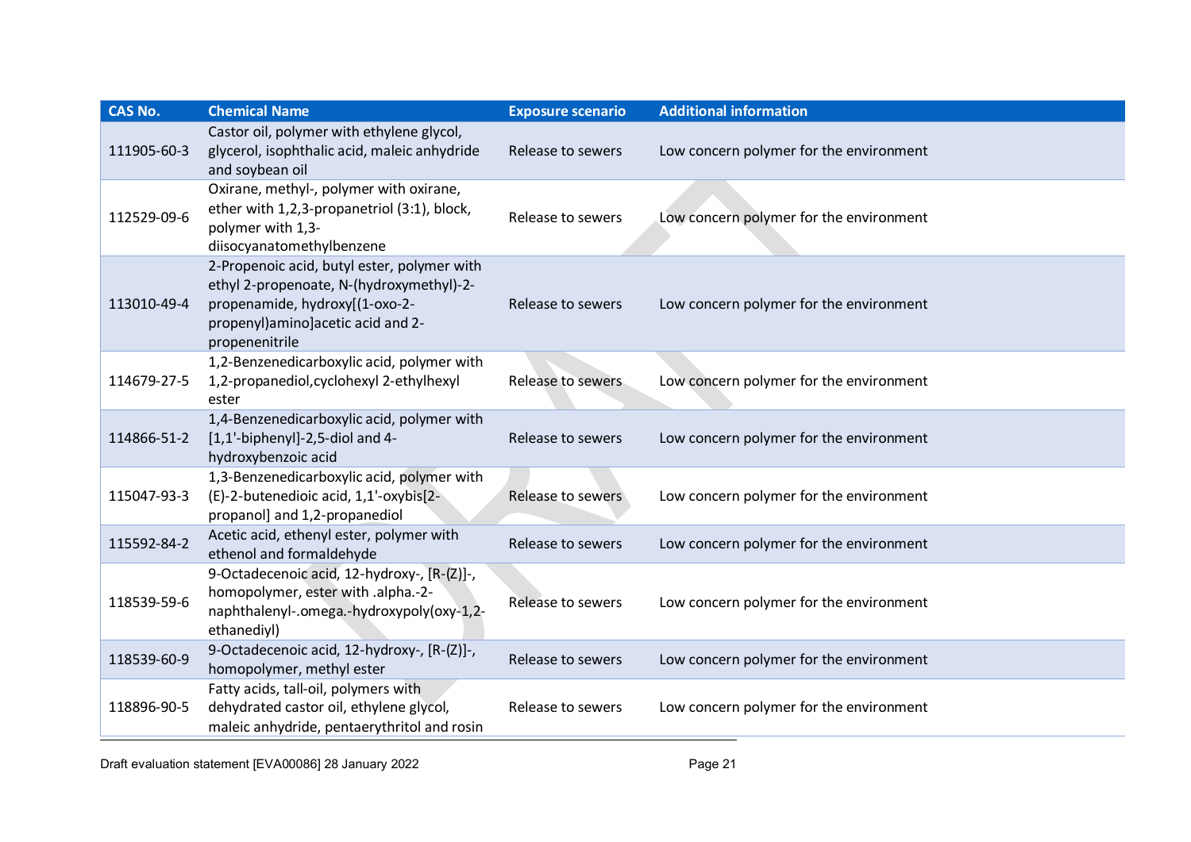| CAS No. | Chemical Name | Exposure scenario | Additional information |
| --- | --- | --- | --- |
| 111905-60-3 | Castor oil, polymer with ethylene glycol, glycerol, isophthalic acid, maleic anhydride and soybean oil | Release to sewers | Low concern polymer for the environment |
| 112529-09-6 | Oxirane, methyl-, polymer with oxirane, ether with 1,2,3-propanetriol (3:1), block, polymer with 1,3-diisocyanatomethylbenzene | Release to sewers | Low concern polymer for the environment |
| 113010-49-4 | 2-Propenoic acid, butyl ester, polymer with ethyl 2-propenoate, N-(hydroxymethyl)-2-propenamide, hydroxy[(1-oxo-2-propenyl)amino]acetic acid and 2-propenenitrile | Release to sewers | Low concern polymer for the environment |
| 114679-27-5 | 1,2-Benzenedicarboxylic acid, polymer with 1,2-propanediol,cyclohexyl 2-ethylhexyl ester | Release to sewers | Low concern polymer for the environment |
| 114866-51-2 | 1,4-Benzenedicarboxylic acid, polymer with [1,1'-biphenyl]-2,5-diol and 4-hydroxybenzoic acid | Release to sewers | Low concern polymer for the environment |
| 115047-93-3 | 1,3-Benzenedicarboxylic acid, polymer with (E)-2-butenedioic acid, 1,1'-oxybis[2-propanol] and 1,2-propanediol | Release to sewers | Low concern polymer for the environment |
| 115592-84-2 | Acetic acid, ethenyl ester, polymer with ethenol and formaldehyde | Release to sewers | Low concern polymer for the environment |
| 118539-59-6 | 9-Octadecenoic acid, 12-hydroxy-, [R-(Z)]-, homopolymer, ester with .alpha.-2-naphthalenyl-.omega.-hydroxypoly(oxy-1,2-ethanediyl) | Release to sewers | Low concern polymer for the environment |
| 118539-60-9 | 9-Octadecenoic acid, 12-hydroxy-, [R-(Z)]-, homopolymer, methyl ester | Release to sewers | Low concern polymer for the environment |
| 118896-90-5 | Fatty acids, tall-oil, polymers with dehydrated castor oil, ethylene glycol, maleic anhydride, pentaerythritol and rosin | Release to sewers | Low concern polymer for the environment |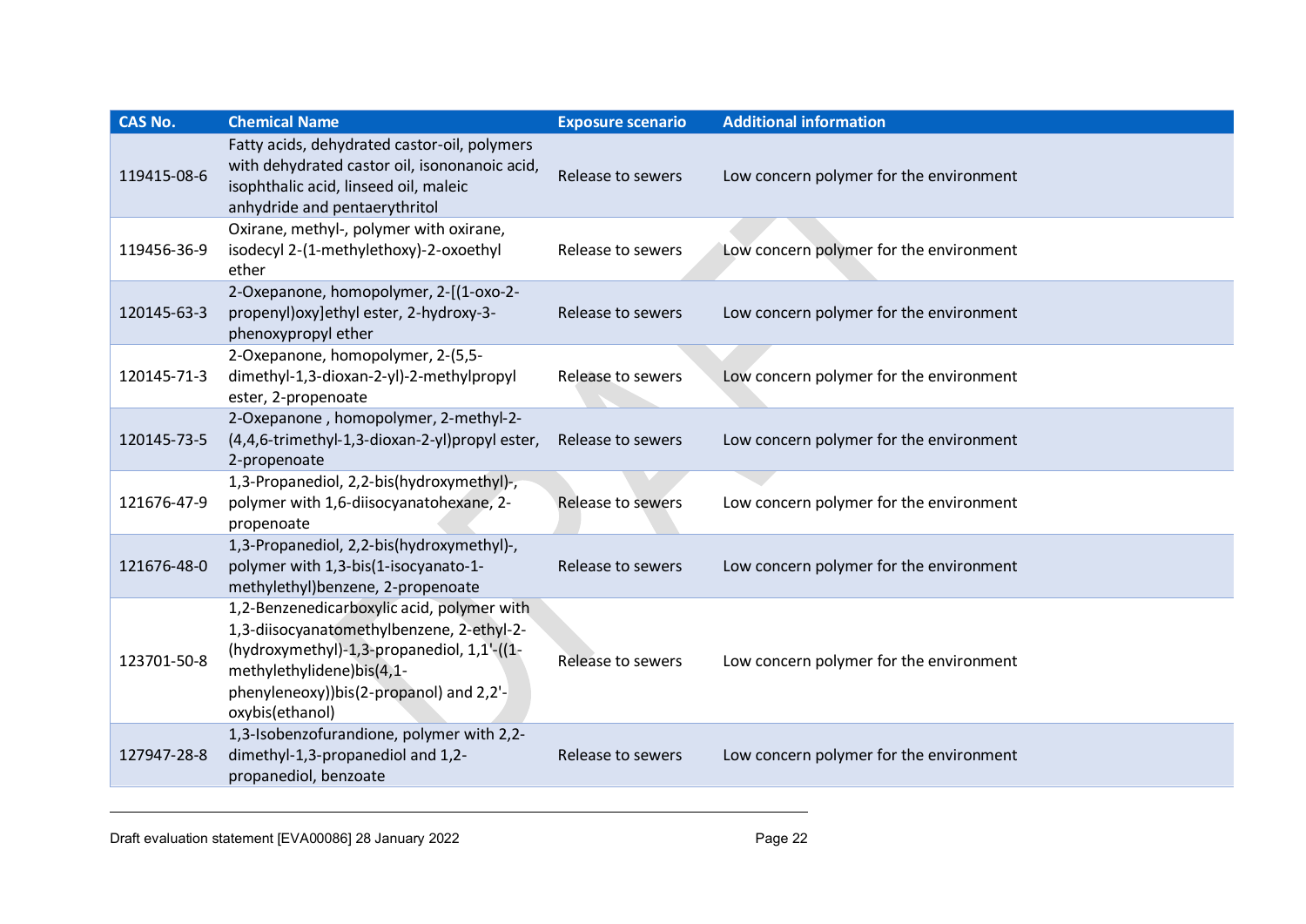| CAS No. | Chemical Name | Exposure scenario | Additional information |
|---|---|---|---|
| 119415-08-6 | Fatty acids, dehydrated castor-oil, polymers with dehydrated castor oil, isononanoic acid, isophthalic acid, linseed oil, maleic anhydride and pentaerythritol | Release to sewers | Low concern polymer for the environment |
| 119456-36-9 | Oxirane, methyl-, polymer with oxirane, isodecyl 2-(1-methylethoxy)-2-oxoethyl ether | Release to sewers | Low concern polymer for the environment |
| 120145-63-3 | 2-Oxepanone, homopolymer, 2-[(1-oxo-2-propenyl)oxy]ethyl ester, 2-hydroxy-3-phenoxypropyl ether | Release to sewers | Low concern polymer for the environment |
| 120145-71-3 | 2-Oxepanone, homopolymer, 2-(5,5-dimethyl-1,3-dioxan-2-yl)-2-methylpropyl ester, 2-propenoate | Release to sewers | Low concern polymer for the environment |
| 120145-73-5 | 2-Oxepanone , homopolymer, 2-methyl-2-(4,4,6-trimethyl-1,3-dioxan-2-yl)propyl ester, 2-propenoate | Release to sewers | Low concern polymer for the environment |
| 121676-47-9 | 1,3-Propanediol, 2,2-bis(hydroxymethyl)-, polymer with 1,6-diisocyanatohexane, 2-propenoate | Release to sewers | Low concern polymer for the environment |
| 121676-48-0 | 1,3-Propanediol, 2,2-bis(hydroxymethyl)-, polymer with 1,3-bis(1-isocyanato-1-methylethyl)benzene, 2-propenoate | Release to sewers | Low concern polymer for the environment |
| 123701-50-8 | 1,2-Benzenedicarboxylic acid, polymer with 1,3-diisocyanatomethylbenzene, 2-ethyl-2-(hydroxymethyl)-1,3-propanediol, 1,1'-((1-methylethylidene)bis(4,1-phenyleneoxy))bis(2-propanol) and 2,2'-oxybis(ethanol) | Release to sewers | Low concern polymer for the environment |
| 127947-28-8 | 1,3-Isobenzofurandione, polymer with 2,2-dimethyl-1,3-propanediol and 1,2-propanediol, benzoate | Release to sewers | Low concern polymer for the environment |

Draft evaluation statement [EVA00086] 28 January 2022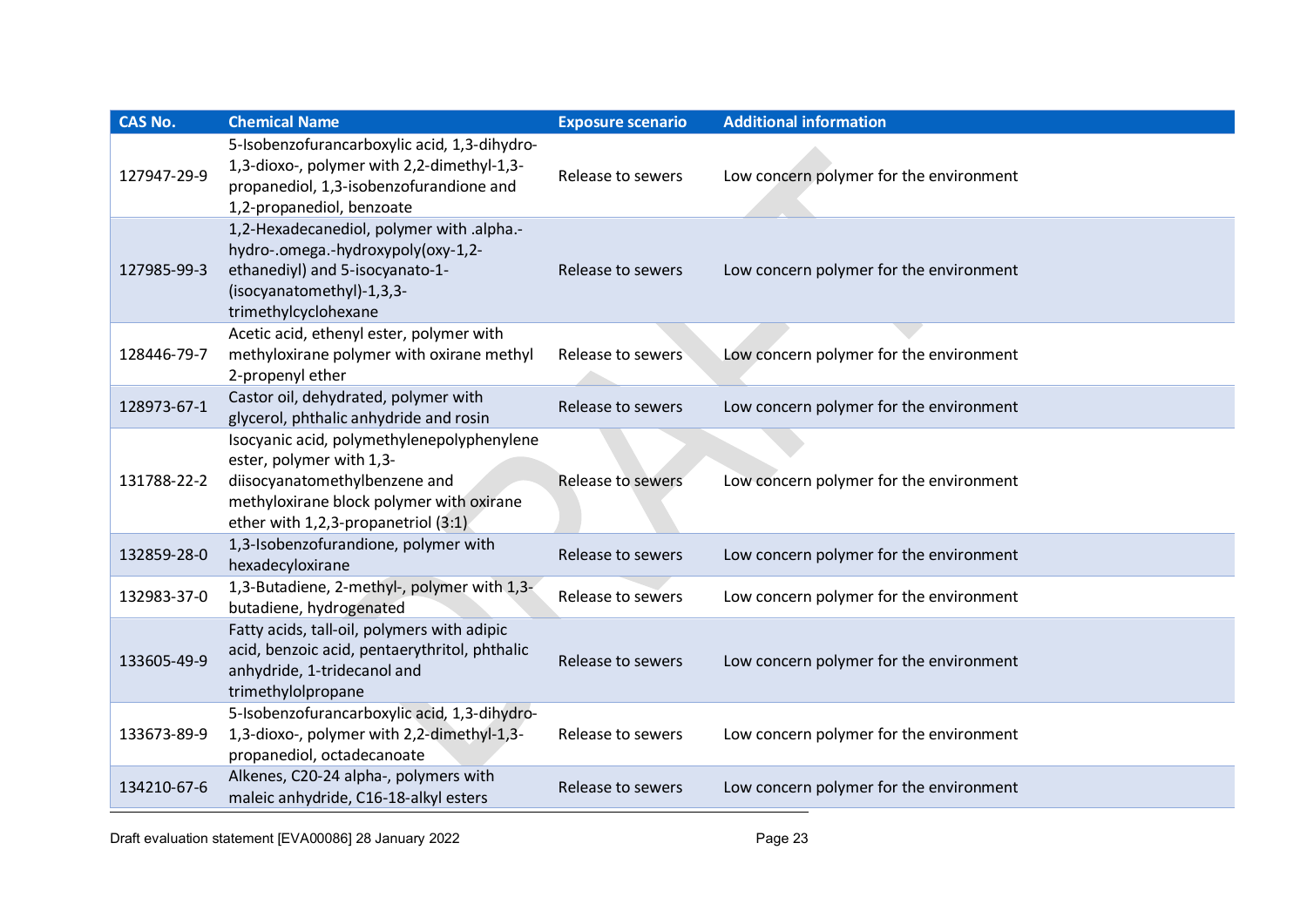| CAS No. | Chemical Name | Exposure scenario | Additional information |
|---|---|---|---|
| 127947-29-9 | 5-Isobenzofurancarboxylic acid, 1,3-dihydro-1,3-dioxo-, polymer with 2,2-dimethyl-1,3-propanediol, 1,3-isobenzofurandione and 1,2-propanediol, benzoate | Release to sewers | Low concern polymer for the environment |
| 127985-99-3 | 1,2-Hexadecanediol, polymer with .alpha.-hydro-.omega.-hydroxypoly(oxy-1,2-ethanediyl) and 5-isocyanato-1-(isocyanatomethyl)-1,3,3-trimethylcyclohexane | Release to sewers | Low concern polymer for the environment |
| 128446-79-7 | Acetic acid, ethenyl ester, polymer with methyloxirane polymer with oxirane methyl 2-propenyl ether | Release to sewers | Low concern polymer for the environment |
| 128973-67-1 | Castor oil, dehydrated, polymer with glycerol, phthalic anhydride and rosin | Release to sewers | Low concern polymer for the environment |
| 131788-22-2 | Isocyanic acid, polymethylenepolyphenylene ester, polymer with 1,3-diisocyanatomethylbenzene and methyloxirane block polymer with oxirane ether with 1,2,3-propanetriol (3:1) | Release to sewers | Low concern polymer for the environment |
| 132859-28-0 | 1,3-Isobenzofurandione, polymer with hexadecyloxirane | Release to sewers | Low concern polymer for the environment |
| 132983-37-0 | 1,3-Butadiene, 2-methyl-, polymer with 1,3-butadiene, hydrogenated | Release to sewers | Low concern polymer for the environment |
| 133605-49-9 | Fatty acids, tall-oil, polymers with adipic acid, benzoic acid, pentaerythritol, phthalic anhydride, 1-tridecanol and trimethylolpropane | Release to sewers | Low concern polymer for the environment |
| 133673-89-9 | 5-Isobenzofurancarboxylic acid, 1,3-dihydro-1,3-dioxo-, polymer with 2,2-dimethyl-1,3-propanediol, octadecanoate | Release to sewers | Low concern polymer for the environment |
| 134210-67-6 | Alkenes, C20-24 alpha-, polymers with maleic anhydride, C16-18-alkyl esters | Release to sewers | Low concern polymer for the environment |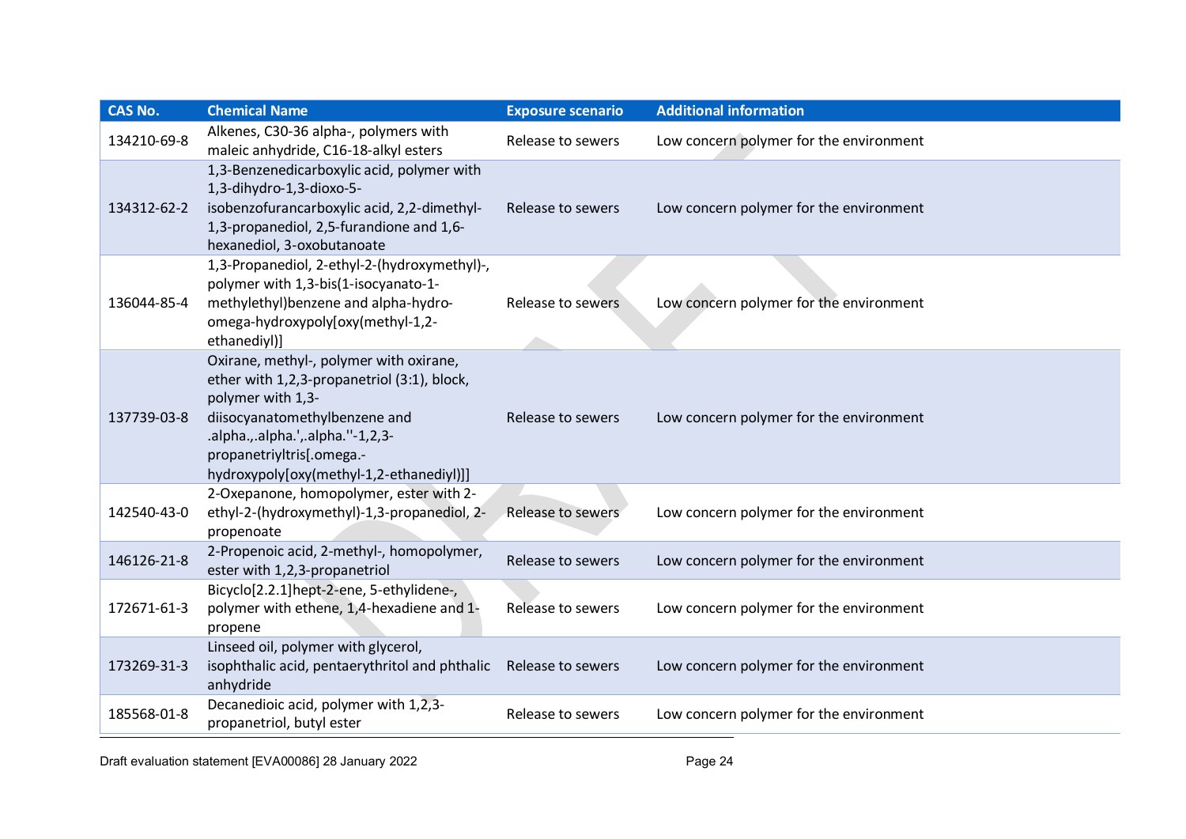| CAS No. | Chemical Name | Exposure scenario | Additional information |
|---|---|---|---|
| 134210-69-8 | Alkenes, C30-36 alpha-, polymers with maleic anhydride, C16-18-alkyl esters | Release to sewers | Low concern polymer for the environment |
| 134312-62-2 | 1,3-Benzenedicarboxylic acid, polymer with 1,3-dihydro-1,3-dioxo-5-isobenzofurancarboxylic acid, 2,2-dimethyl-1,3-propanediol, 2,5-furandione and 1,6-hexanediol, 3-oxobutanoate | Release to sewers | Low concern polymer for the environment |
| 136044-85-4 | 1,3-Propanediol, 2-ethyl-2-(hydroxymethyl)-, polymer with 1,3-bis(1-isocyanato-1-methylethyl)benzene and alpha-hydro-omega-hydroxypoly[oxy(methyl-1,2-ethanediyl)] | Release to sewers | Low concern polymer for the environment |
| 137739-03-8 | Oxirane, methyl-, polymer with oxirane, ether with 1,2,3-propanetriol (3:1), block, polymer with 1,3-diisocyanatomethylbenzene and .alpha.,.alpha.',.alpha.''-1,2,3-propanetriyltris[.omega.-hydroxypoly[oxy(methyl-1,2-ethanediyl)]] | Release to sewers | Low concern polymer for the environment |
| 142540-43-0 | 2-Oxepanone, homopolymer, ester with 2-ethyl-2-(hydroxymethyl)-1,3-propanediol, 2-propenoate | Release to sewers | Low concern polymer for the environment |
| 146126-21-8 | 2-Propenoic acid, 2-methyl-, homopolymer, ester with 1,2,3-propanetriol | Release to sewers | Low concern polymer for the environment |
| 172671-61-3 | Bicyclo[2.2.1]hept-2-ene, 5-ethylidene-, polymer with ethene, 1,4-hexadiene and 1-propene | Release to sewers | Low concern polymer for the environment |
| 173269-31-3 | Linseed oil, polymer with glycerol, isophthalic acid, pentaerythritol and phthalic anhydride | Release to sewers | Low concern polymer for the environment |
| 185568-01-8 | Decanedioic acid, polymer with 1,2,3-propanetriol, butyl ester | Release to sewers | Low concern polymer for the environment |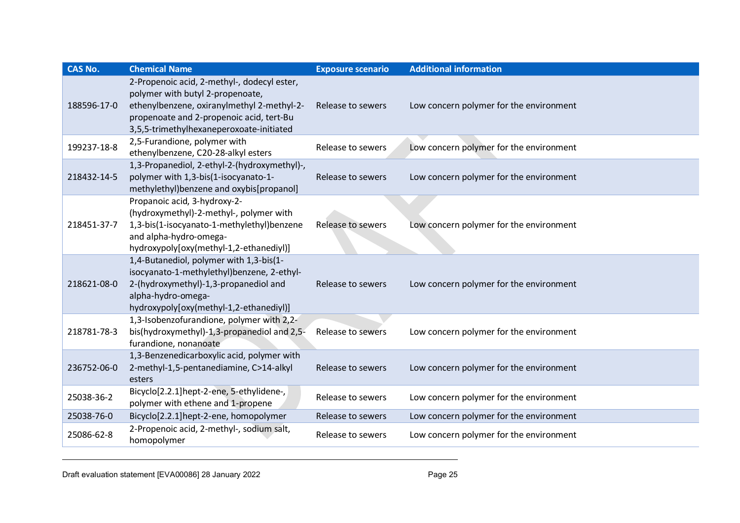| CAS No. | Chemical Name | Exposure scenario | Additional information |
|---|---|---|---|
| 188596-17-0 | 2-Propenoic acid, 2-methyl-, dodecyl ester, polymer with butyl 2-propenoate, ethenylbenzene, oxiranylmethyl 2-methyl-2-propenoate and 2-propenoic acid, tert-Bu 3,5,5-trimethylhexaneperoxoate-initiated | Release to sewers | Low concern polymer for the environment |
| 199237-18-8 | 2,5-Furandione, polymer with ethenylbenzene, C20-28-alkyl esters | Release to sewers | Low concern polymer for the environment |
| 218432-14-5 | 1,3-Propanediol, 2-ethyl-2-(hydroxymethyl)-, polymer with 1,3-bis(1-isocyanato-1-methylethyl)benzene and oxybis[propanol] | Release to sewers | Low concern polymer for the environment |
| 218451-37-7 | Propanoic acid, 3-hydroxy-2-(hydroxymethyl)-2-methyl-, polymer with 1,3-bis(1-isocyanato-1-methylethyl)benzene and alpha-hydro-omega-hydroxypoly[oxy(methyl-1,2-ethanediyl)] | Release to sewers | Low concern polymer for the environment |
| 218621-08-0 | 1,4-Butanediol, polymer with 1,3-bis(1-isocyanato-1-methylethyl)benzene, 2-ethyl-2-(hydroxymethyl)-1,3-propanediol and alpha-hydro-omega-hydroxypoly[oxy(methyl-1,2-ethanediyl)] | Release to sewers | Low concern polymer for the environment |
| 218781-78-3 | 1,3-Isobenzofurandione, polymer with 2,2-bis(hydroxymethyl)-1,3-propanediol and 2,5-furandione, nonanoate | Release to sewers | Low concern polymer for the environment |
| 236752-06-0 | 1,3-Benzenedicarboxylic acid, polymer with 2-methyl-1,5-pentanediamine, C>14-alkyl esters | Release to sewers | Low concern polymer for the environment |
| 25038-36-2 | Bicyclo[2.2.1]hept-2-ene, 5-ethylidene-, polymer with ethene and 1-propene | Release to sewers | Low concern polymer for the environment |
| 25038-76-0 | Bicyclo[2.2.1]hept-2-ene, homopolymer | Release to sewers | Low concern polymer for the environment |
| 25086-62-8 | 2-Propenoic acid, 2-methyl-, sodium salt, homopolymer | Release to sewers | Low concern polymer for the environment |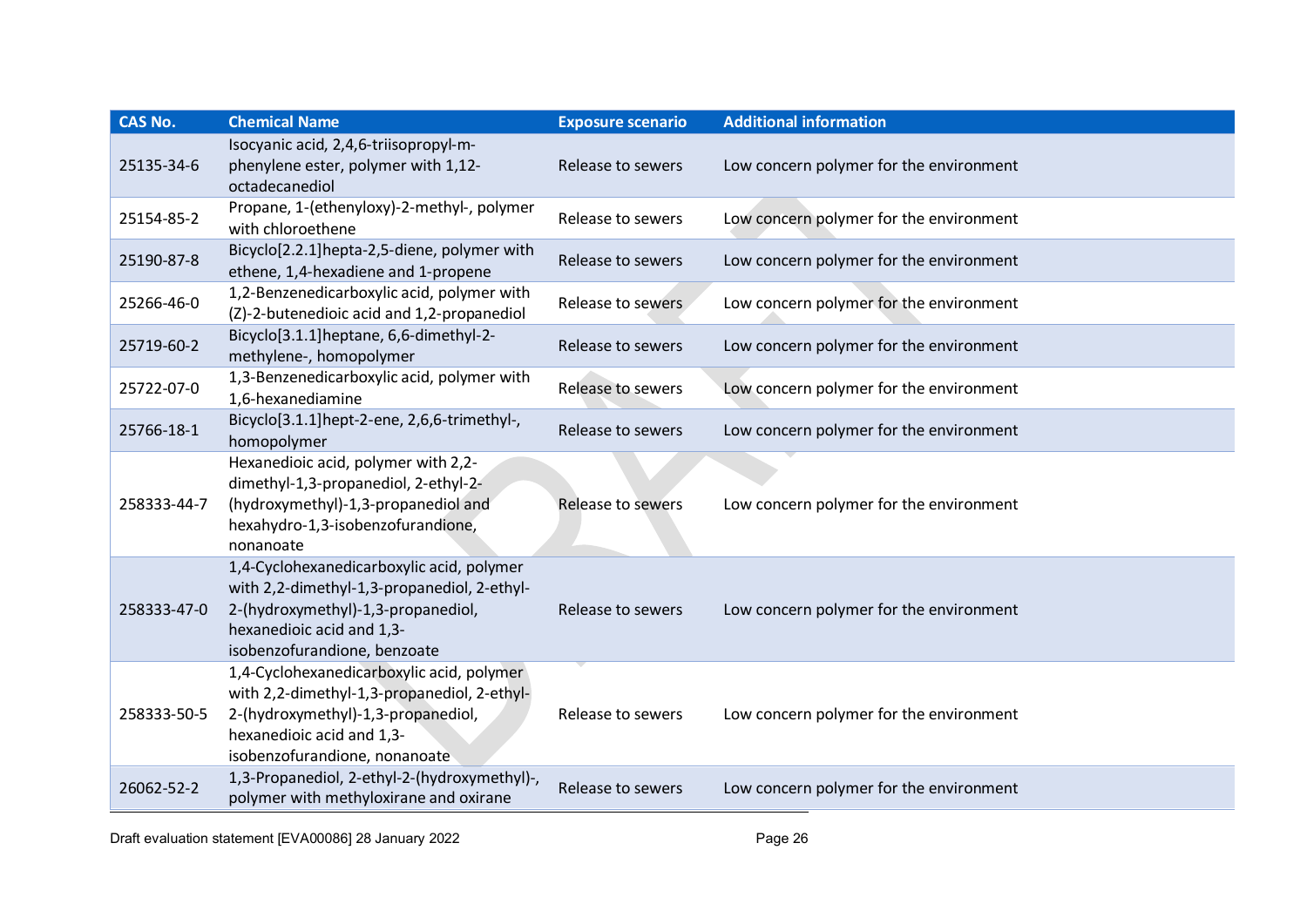| CAS No. | Chemical Name | Exposure scenario | Additional information |
| --- | --- | --- | --- |
| 25135-34-6 | Isocyanic acid, 2,4,6-triisopropyl-m-phenylene ester, polymer with 1,12-octadecanediol | Release to sewers | Low concern polymer for the environment |
| 25154-85-2 | Propane, 1-(ethenyloxy)-2-methyl-, polymer with chloroethene | Release to sewers | Low concern polymer for the environment |
| 25190-87-8 | Bicyclo[2.2.1]hepta-2,5-diene, polymer with ethene, 1,4-hexadiene and 1-propene | Release to sewers | Low concern polymer for the environment |
| 25266-46-0 | 1,2-Benzenedicarboxylic acid, polymer with (Z)-2-butenedioic acid and 1,2-propanediol | Release to sewers | Low concern polymer for the environment |
| 25719-60-2 | Bicyclo[3.1.1]heptane, 6,6-dimethyl-2-methylene-, homopolymer | Release to sewers | Low concern polymer for the environment |
| 25722-07-0 | 1,3-Benzenedicarboxylic acid, polymer with 1,6-hexanediamine | Release to sewers | Low concern polymer for the environment |
| 25766-18-1 | Bicyclo[3.1.1]hept-2-ene, 2,6,6-trimethyl-, homopolymer | Release to sewers | Low concern polymer for the environment |
| 258333-44-7 | Hexanedioic acid, polymer with 2,2-dimethyl-1,3-propanediol, 2-ethyl-2-(hydroxymethyl)-1,3-propanediol and hexahydro-1,3-isobenzofurandione, nonanoate | Release to sewers | Low concern polymer for the environment |
| 258333-47-0 | 1,4-Cyclohexanedicarboxylic acid, polymer with 2,2-dimethyl-1,3-propanediol, 2-ethyl-2-(hydroxymethyl)-1,3-propanediol, hexanedioic acid and 1,3-isobenzofurandione, benzoate | Release to sewers | Low concern polymer for the environment |
| 258333-50-5 | 1,4-Cyclohexanedicarboxylic acid, polymer with 2,2-dimethyl-1,3-propanediol, 2-ethyl-2-(hydroxymethyl)-1,3-propanediol, hexanedioic acid and 1,3-isobenzofurandione, nonanoate | Release to sewers | Low concern polymer for the environment |
| 26062-52-2 | 1,3-Propanediol, 2-ethyl-2-(hydroxymethyl)-, polymer with methyloxirane and oxirane | Release to sewers | Low concern polymer for the environment |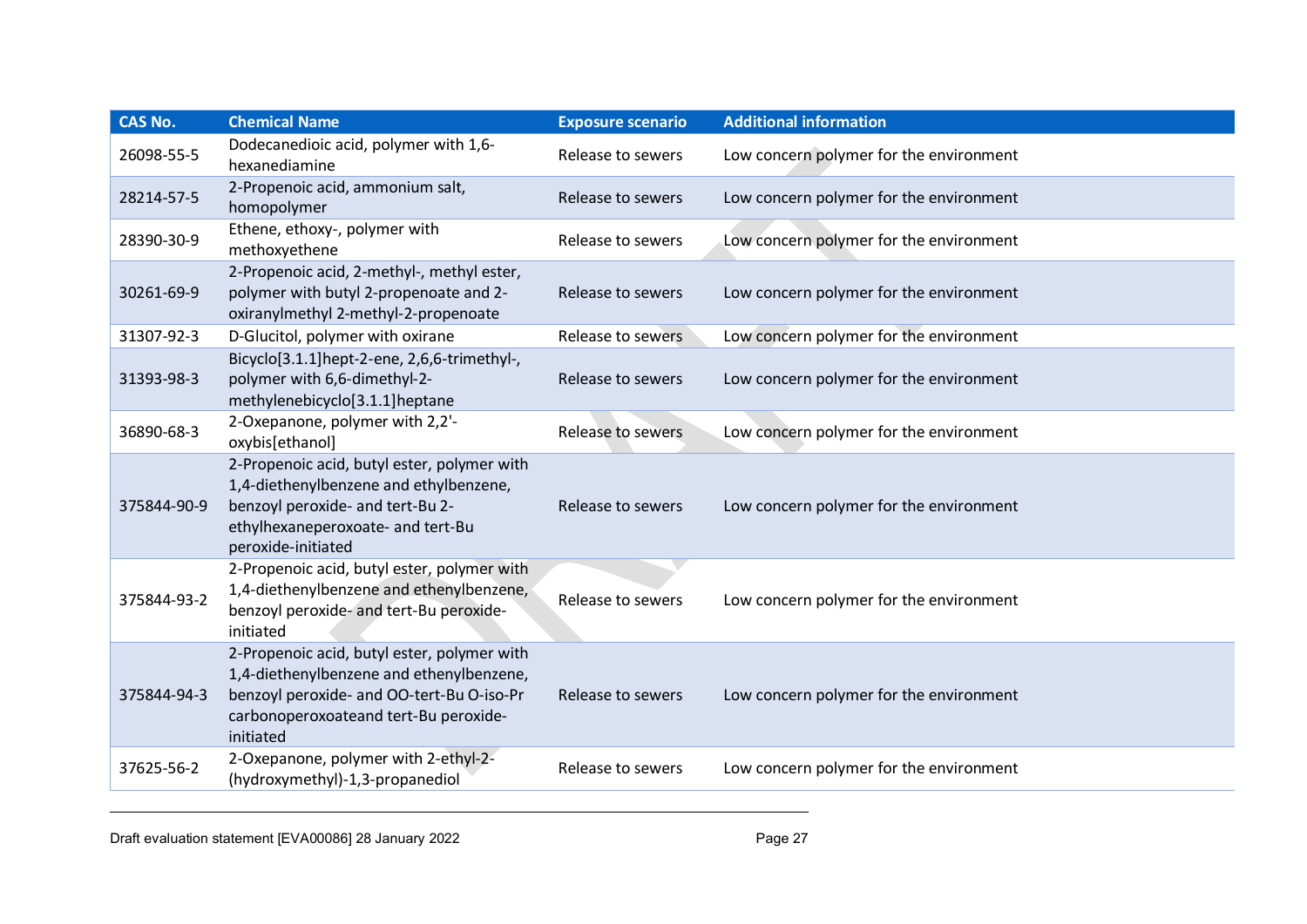| CAS No. | Chemical Name | Exposure scenario | Additional information |
|---|---|---|---|
| 26098-55-5 | Dodecanedioic acid, polymer with 1,6-hexanediamine | Release to sewers | Low concern polymer for the environment |
| 28214-57-5 | 2-Propenoic acid, ammonium salt, homopolymer | Release to sewers | Low concern polymer for the environment |
| 28390-30-9 | Ethene, ethoxy-, polymer with methoxyethene | Release to sewers | Low concern polymer for the environment |
| 30261-69-9 | 2-Propenoic acid, 2-methyl-, methyl ester, polymer with butyl 2-propenoate and 2-oxiranylmethyl 2-methyl-2-propenoate | Release to sewers | Low concern polymer for the environment |
| 31307-92-3 | D-Glucitol, polymer with oxirane | Release to sewers | Low concern polymer for the environment |
| 31393-98-3 | Bicyclo[3.1.1]hept-2-ene, 2,6,6-trimethyl-, polymer with 6,6-dimethyl-2-methylenebicyclo[3.1.1]heptane | Release to sewers | Low concern polymer for the environment |
| 36890-68-3 | 2-Oxepanone, polymer with 2,2'-oxybis[ethanol] | Release to sewers | Low concern polymer for the environment |
| 375844-90-9 | 2-Propenoic acid, butyl ester, polymer with 1,4-diethenylbenzene and ethylbenzene, benzoyl peroxide- and tert-Bu 2-ethylhexaneperoxoate- and tert-Bu peroxide-initiated | Release to sewers | Low concern polymer for the environment |
| 375844-93-2 | 2-Propenoic acid, butyl ester, polymer with 1,4-diethenylbenzene and ethenylbenzene, benzoyl peroxide- and tert-Bu peroxide-initiated | Release to sewers | Low concern polymer for the environment |
| 375844-94-3 | 2-Propenoic acid, butyl ester, polymer with 1,4-diethenylbenzene and ethenylbenzene, benzoyl peroxide- and OO-tert-Bu O-iso-Pr carbonoperoxoateand tert-Bu peroxide-initiated | Release to sewers | Low concern polymer for the environment |
| 37625-56-2 | 2-Oxepanone, polymer with 2-ethyl-2-(hydroxymethyl)-1,3-propanediol | Release to sewers | Low concern polymer for the environment |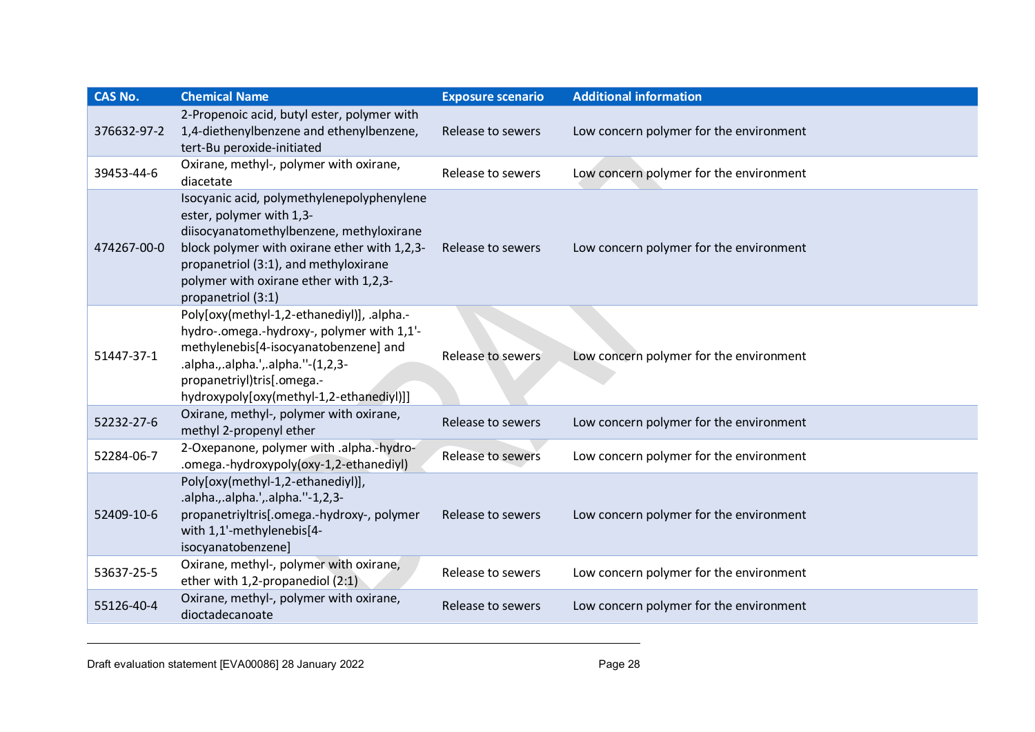| CAS No. | Chemical Name | Exposure scenario | Additional information |
|---|---|---|---|
| 376632-97-2 | 2-Propenoic acid, butyl ester, polymer with 1,4-diethenylbenzene and ethenylbenzene, tert-Bu peroxide-initiated | Release to sewers | Low concern polymer for the environment |
| 39453-44-6 | Oxirane, methyl-, polymer with oxirane, diacetate | Release to sewers | Low concern polymer for the environment |
| 474267-00-0 | Isocyanic acid, polymethylenepolyphenylene ester, polymer with 1,3-diisocyanatomethylbenzene, methyloxirane block polymer with oxirane ether with 1,2,3-propanetriol (3:1), and methyloxirane polymer with oxirane ether with 1,2,3-propanetriol (3:1) | Release to sewers | Low concern polymer for the environment |
| 51447-37-1 | Poly[oxy(methyl-1,2-ethanediyl)], .alpha.-hydro-.omega.-hydroxy-, polymer with 1,1'-methylenebis[4-isocyanatobenzene] and .alpha.,.alpha.',.alpha.''-(1,2,3-propanetriyl)tris[.omega.-hydroxypoly[oxy(methyl-1,2-ethanediyl)]] | Release to sewers | Low concern polymer for the environment |
| 52232-27-6 | Oxirane, methyl-, polymer with oxirane, methyl 2-propenyl ether | Release to sewers | Low concern polymer for the environment |
| 52284-06-7 | 2-Oxepanone, polymer with .alpha.-hydro-.omega.-hydroxypoly(oxy-1,2-ethanediyl) | Release to sewers | Low concern polymer for the environment |
| 52409-10-6 | Poly[oxy(methyl-1,2-ethanediyl)], .alpha.,.alpha.',.alpha.''-1,2,3-propanetriyltris[.omega.-hydroxy-, polymer with 1,1'-methylenebis[4-isocyanatobenzene] | Release to sewers | Low concern polymer for the environment |
| 53637-25-5 | Oxirane, methyl-, polymer with oxirane, ether with 1,2-propanediol (2:1) | Release to sewers | Low concern polymer for the environment |
| 55126-40-4 | Oxirane, methyl-, polymer with oxirane, dioctadecanoate | Release to sewers | Low concern polymer for the environment |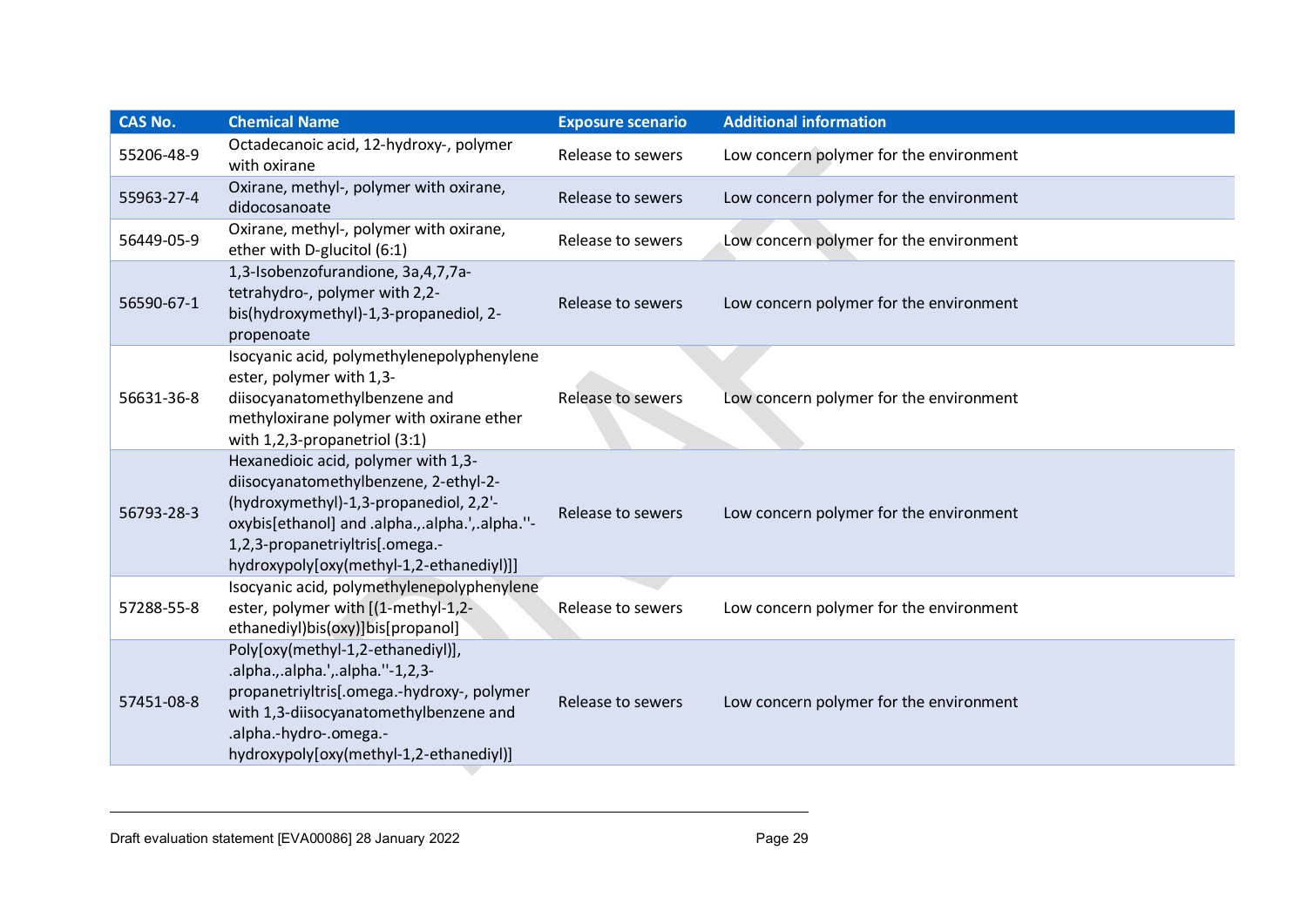| CAS No. | Chemical Name | Exposure scenario | Additional information |
| --- | --- | --- | --- |
| 55206-48-9 | Octadecanoic acid, 12-hydroxy-, polymer with oxirane | Release to sewers | Low concern polymer for the environment |
| 55963-27-4 | Oxirane, methyl-, polymer with oxirane, didocosanoate | Release to sewers | Low concern polymer for the environment |
| 56449-05-9 | Oxirane, methyl-, polymer with oxirane, ether with D-glucitol (6:1) | Release to sewers | Low concern polymer for the environment |
| 56590-67-1 | 1,3-Isobenzofurandione, 3a,4,7,7a-tetrahydro-, polymer with 2,2-bis(hydroxymethyl)-1,3-propanediol, 2-propenoate | Release to sewers | Low concern polymer for the environment |
| 56631-36-8 | Isocyanic acid, polymethylenepolyphenylene ester, polymer with 1,3-diisocyanatomethylbenzene and methyloxirane polymer with oxirane ether with 1,2,3-propanetriol (3:1) | Release to sewers | Low concern polymer for the environment |
| 56793-28-3 | Hexanedioic acid, polymer with 1,3-diisocyanatomethylbenzene, 2-ethyl-2-(hydroxymethyl)-1,3-propanediol, 2,2'-oxybis[ethanol] and .alpha.,.alpha.',.alpha.''-1,2,3-propanetriyltris[.omega.-hydroxypoly[oxy(methyl-1,2-ethanediyl)]] | Release to sewers | Low concern polymer for the environment |
| 57288-55-8 | Isocyanic acid, polymethylenepolyphenylene ester, polymer with [(1-methyl-1,2-ethanediyl)bis(oxy)]bis[propanol] | Release to sewers | Low concern polymer for the environment |
| 57451-08-8 | Poly[oxy(methyl-1,2-ethanediyl)], .alpha.,.alpha.',.alpha.''-1,2,3-propanetriyltris[.omega.-hydroxy-, polymer with 1,3-diisocyanatomethylbenzene and .alpha.-hydro-.omega.-hydroxypoly[oxy(methyl-1,2-ethanediyl)] | Release to sewers | Low concern polymer for the environment |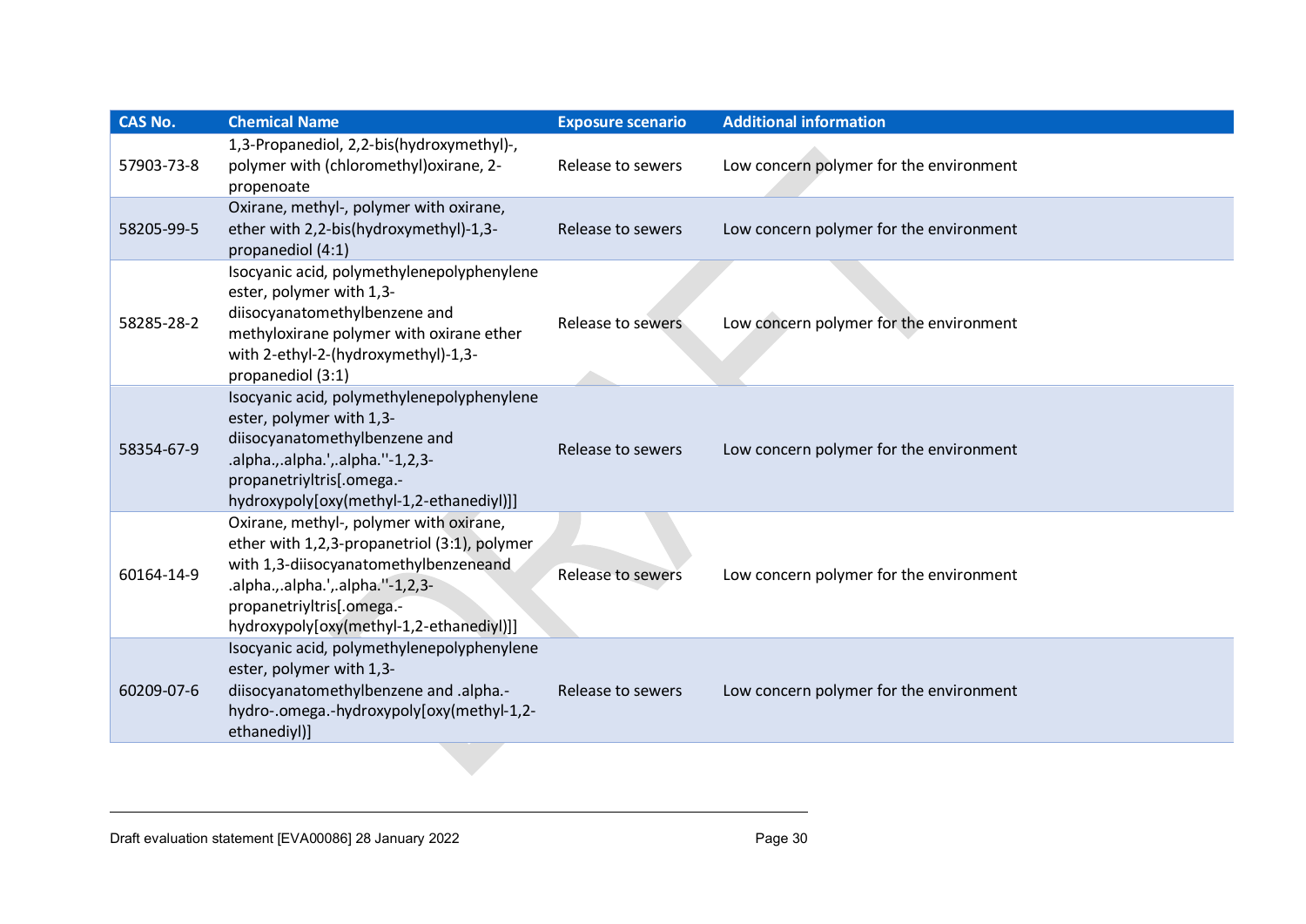| CAS No. | Chemical Name | Exposure scenario | Additional information |
|---|---|---|---|
| 57903-73-8 | 1,3-Propanediol, 2,2-bis(hydroxymethyl)-, polymer with (chloromethyl)oxirane, 2-propenoate | Release to sewers | Low concern polymer for the environment |
| 58205-99-5 | Oxirane, methyl-, polymer with oxirane, ether with 2,2-bis(hydroxymethyl)-1,3-propanediol (4:1) | Release to sewers | Low concern polymer for the environment |
| 58285-28-2 | Isocyanic acid, polymethylenepolyphenylene ester, polymer with 1,3-diisocyanatomethylbenzene and methyloxirane polymer with oxirane ether with 2-ethyl-2-(hydroxymethyl)-1,3-propanediol (3:1) | Release to sewers | Low concern polymer for the environment |
| 58354-67-9 | Isocyanic acid, polymethylenepolyphenylene ester, polymer with 1,3-diisocyanatomethylbenzene and .alpha.,.alpha.',.alpha.''-1,2,3-propanetriyltris[.omega.-hydroxypoly[oxy(methyl-1,2-ethanediyl)]] | Release to sewers | Low concern polymer for the environment |
| 60164-14-9 | Oxirane, methyl-, polymer with oxirane, ether with 1,2,3-propanetriol (3:1), polymer with 1,3-diisocyanatomethylbenzeneand .alpha.,.alpha.',.alpha.''-1,2,3-propanetriyltris[.omega.-hydroxypoly[oxy(methyl-1,2-ethanediyl)]] | Release to sewers | Low concern polymer for the environment |
| 60209-07-6 | Isocyanic acid, polymethylenepolyphenylene ester, polymer with 1,3-diisocyanatomethylbenzene and .alpha.-hydro-.omega.-hydroxypoly[oxy(methyl-1,2-ethanediyl)] | Release to sewers | Low concern polymer for the environment |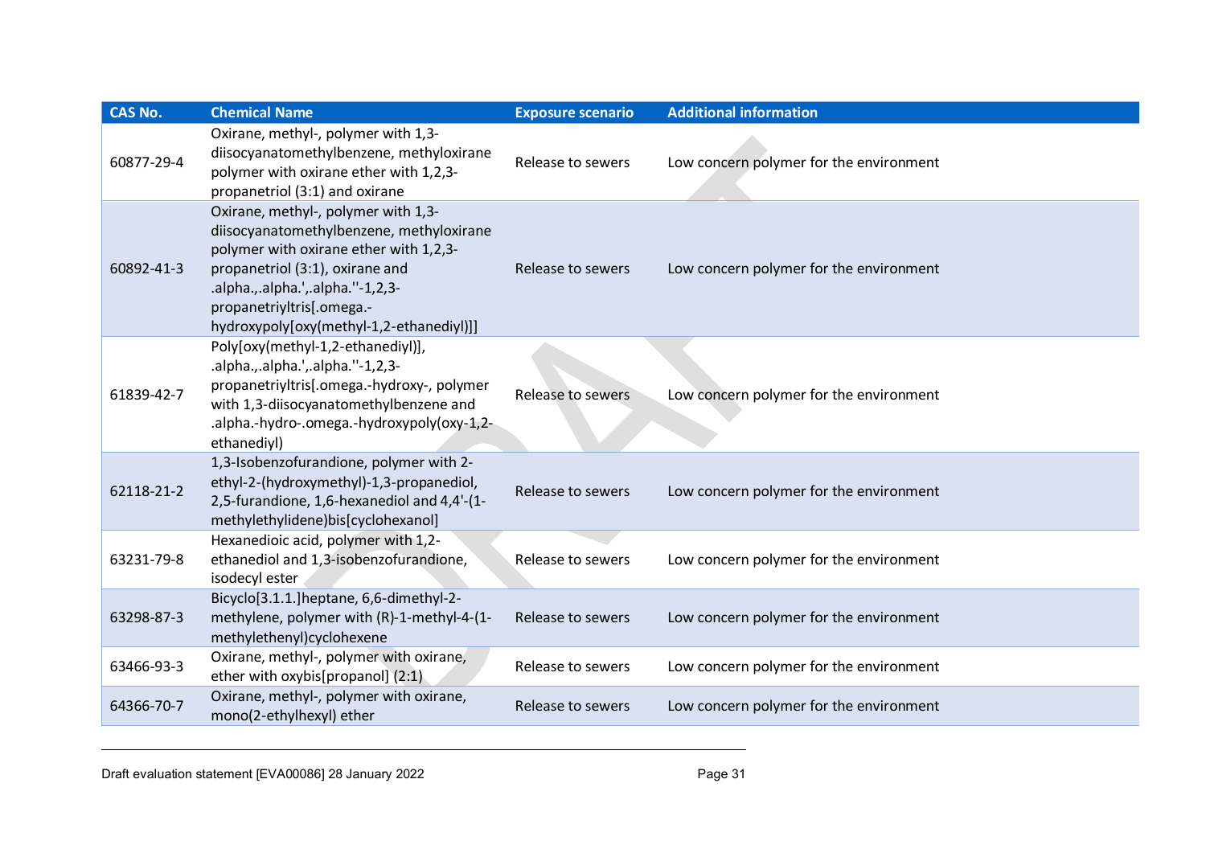| CAS No. | Chemical Name | Exposure scenario | Additional information |
| --- | --- | --- | --- |
| 60877-29-4 | Oxirane, methyl-, polymer with 1,3-diisocyanatomethylbenzene, methyloxirane polymer with oxirane ether with 1,2,3-propanetriol (3:1) and oxirane | Release to sewers | Low concern polymer for the environment |
| 60892-41-3 | Oxirane, methyl-, polymer with 1,3-diisocyanatomethylbenzene, methyloxirane polymer with oxirane ether with 1,2,3-propanetriol (3:1), oxirane and .alpha.,.alpha.',.alpha.''-1,2,3-propanetriyltris[.omega.-hydroxypoly[oxy(methyl-1,2-ethanediyl)]] | Release to sewers | Low concern polymer for the environment |
| 61839-42-7 | Poly[oxy(methyl-1,2-ethanediyl)], .alpha.,.alpha.',.alpha.''-1,2,3-propanetriyltris[.omega.-hydroxy-, polymer with 1,3-diisocyanatomethylbenzene and .alpha.-hydro-.omega.-hydroxypoly(oxy-1,2-ethanediyl) | Release to sewers | Low concern polymer for the environment |
| 62118-21-2 | 1,3-Isobenzofurandione, polymer with 2-ethyl-2-(hydroxymethyl)-1,3-propanediol, 2,5-furandione, 1,6-hexanediol and 4,4'-(1-methylethylidene)bis[cyclohexanol] | Release to sewers | Low concern polymer for the environment |
| 63231-79-8 | Hexanedioic acid, polymer with 1,2-ethanediol and 1,3-isobenzofurandione, isodecyl ester | Release to sewers | Low concern polymer for the environment |
| 63298-87-3 | Bicyclo[3.1.1.]heptane, 6,6-dimethyl-2-methylene, polymer with (R)-1-methyl-4-(1-methylethenyl)cyclohexene | Release to sewers | Low concern polymer for the environment |
| 63466-93-3 | Oxirane, methyl-, polymer with oxirane, ether with oxybis[propanol] (2:1) | Release to sewers | Low concern polymer for the environment |
| 64366-70-7 | Oxirane, methyl-, polymer with oxirane, mono(2-ethylhexyl) ether | Release to sewers | Low concern polymer for the environment |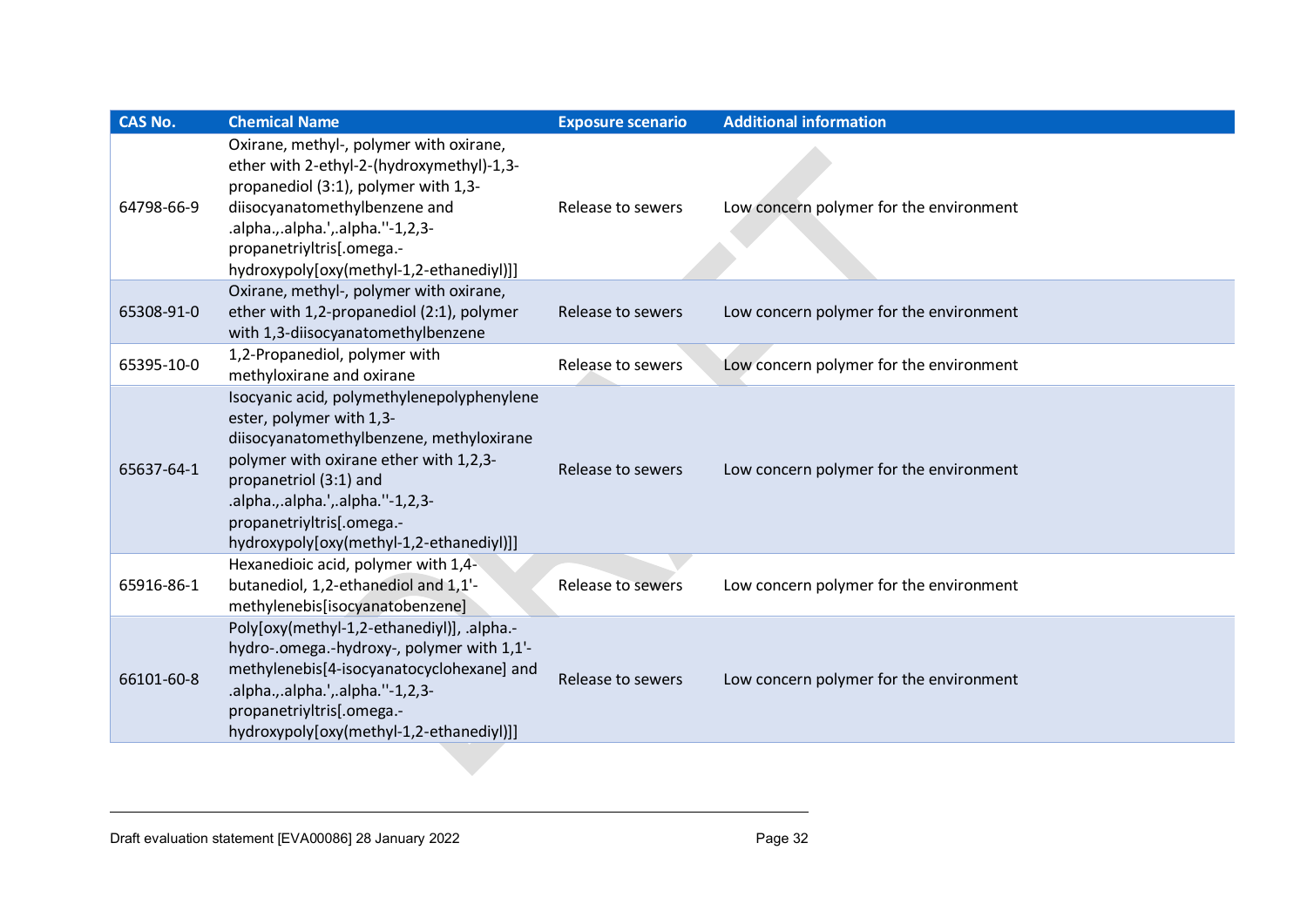| CAS No. | Chemical Name | Exposure scenario | Additional information |
|---|---|---|---|
| 64798-66-9 | Oxirane, methyl-, polymer with oxirane, ether with 2-ethyl-2-(hydroxymethyl)-1,3-propanediol (3:1), polymer with 1,3-diisocyanatomethylbenzene and .alpha.,.alpha.',.alpha.''-1,2,3-propanetriyltris[.omega.-hydroxypoly[oxy(methyl-1,2-ethanediyl)]] | Release to sewers | Low concern polymer for the environment |
| 65308-91-0 | Oxirane, methyl-, polymer with oxirane, ether with 1,2-propanediol (2:1), polymer with 1,3-diisocyanatomethylbenzene | Release to sewers | Low concern polymer for the environment |
| 65395-10-0 | 1,2-Propanediol, polymer with methyloxirane and oxirane | Release to sewers | Low concern polymer for the environment |
| 65637-64-1 | Isocyanic acid, polymethylenepolyphenylene ester, polymer with 1,3-diisocyanatomethylbenzene, methyloxirane polymer with oxirane ether with 1,2,3-propanetriol (3:1) and .alpha.,.alpha.',.alpha.''-1,2,3-propanetriyltris[.omega.-hydroxypoly[oxy(methyl-1,2-ethanediyl)]] | Release to sewers | Low concern polymer for the environment |
| 65916-86-1 | Hexanedioic acid, polymer with 1,4-butanediol, 1,2-ethanediol and 1,1'-methylenebis[isocyanatobenzene] | Release to sewers | Low concern polymer for the environment |
| 66101-60-8 | Poly[oxy(methyl-1,2-ethanediyl)], .alpha.-hydro-.omega.-hydroxy-, polymer with 1,1'-methylenebis[4-isocyanatocyclohexane] and .alpha.,.alpha.',.alpha.''-1,2,3-propanetriyltris[.omega.-hydroxypoly[oxy(methyl-1,2-ethanediyl)]] | Release to sewers | Low concern polymer for the environment |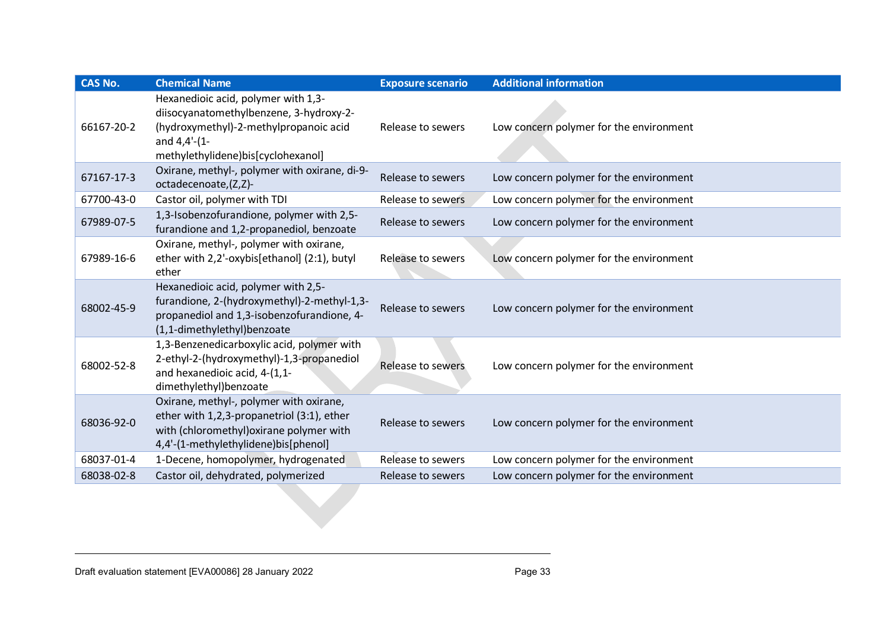| CAS No. | Chemical Name | Exposure scenario | Additional information |
|---|---|---|---|
| 66167-20-2 | Hexanedioic acid, polymer with 1,3-diisocyanatomethylbenzene, 3-hydroxy-2-(hydroxymethyl)-2-methylpropanoic acid and 4,4'-(1-methylethylidene)bis[cyclohexanol] | Release to sewers | Low concern polymer for the environment |
| 67167-17-3 | Oxirane, methyl-, polymer with oxirane, di-9-octadecenoate,(Z,Z)- | Release to sewers | Low concern polymer for the environment |
| 67700-43-0 | Castor oil, polymer with TDI | Release to sewers | Low concern polymer for the environment |
| 67989-07-5 | 1,3-Isobenzofurandione, polymer with 2,5-furandione and 1,2-propanediol, benzoate | Release to sewers | Low concern polymer for the environment |
| 67989-16-6 | Oxirane, methyl-, polymer with oxirane, ether with 2,2'-oxybis[ethanol] (2:1), butyl ether | Release to sewers | Low concern polymer for the environment |
| 68002-45-9 | Hexanedioic acid, polymer with 2,5-furandione, 2-(hydroxymethyl)-2-methyl-1,3-propanediol and 1,3-isobenzofurandione, 4-(1,1-dimethylethyl)benzoate | Release to sewers | Low concern polymer for the environment |
| 68002-52-8 | 1,3-Benzenedicarboxylic acid, polymer with 2-ethyl-2-(hydroxymethyl)-1,3-propanediol and hexanedioic acid, 4-(1,1-dimethylethyl)benzoate | Release to sewers | Low concern polymer for the environment |
| 68036-92-0 | Oxirane, methyl-, polymer with oxirane, ether with 1,2,3-propanetriol (3:1), ether with (chloromethyl)oxirane polymer with 4,4'-(1-methylethylidene)bis[phenol] | Release to sewers | Low concern polymer for the environment |
| 68037-01-4 | 1-Decene, homopolymer, hydrogenated | Release to sewers | Low concern polymer for the environment |
| 68038-02-8 | Castor oil, dehydrated, polymerized | Release to sewers | Low concern polymer for the environment |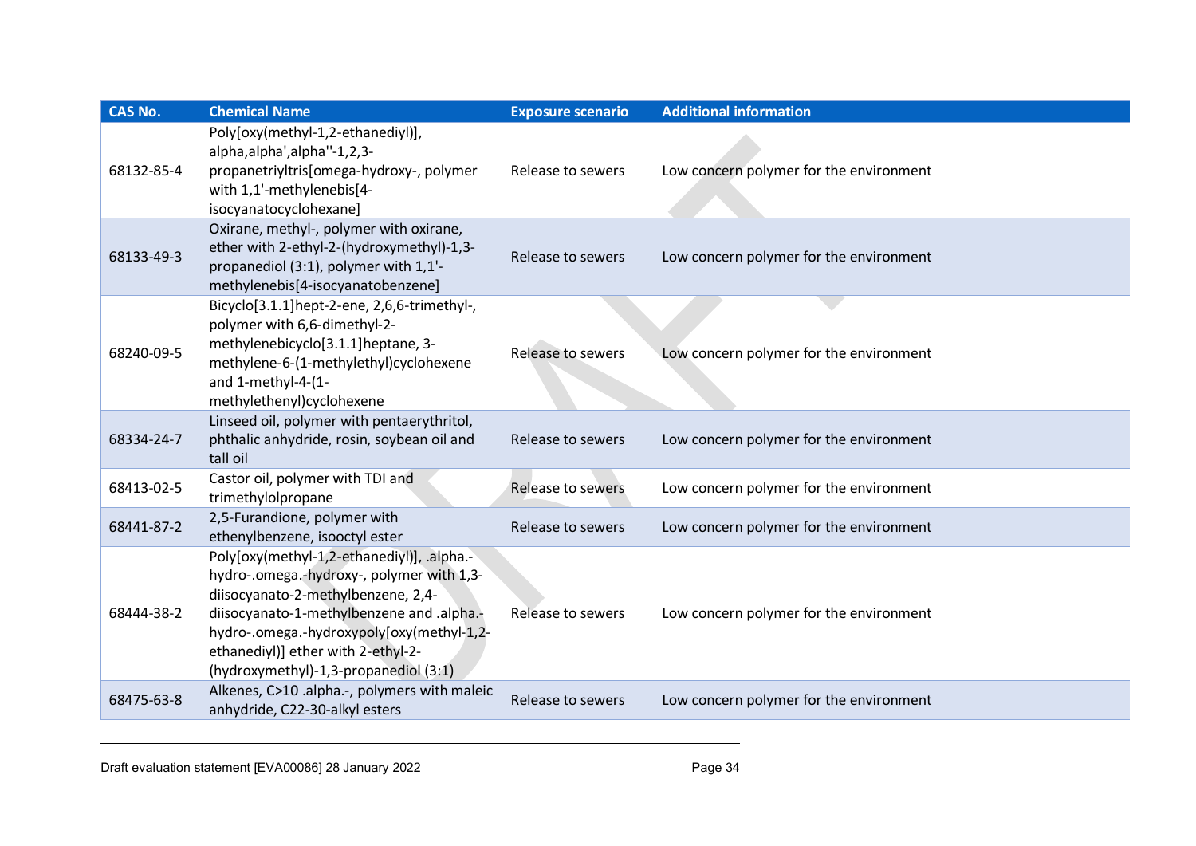| CAS No. | Chemical Name | Exposure scenario | Additional information |
|---|---|---|---|
| 68132-85-4 | Poly[oxy(methyl-1,2-ethanediyl)], alpha,alpha',alpha''-1,2,3-propanetriyltris[omega-hydroxy-, polymer with 1,1'-methylenebis[4-isocyanatocyclohexane] | Release to sewers | Low concern polymer for the environment |
| 68133-49-3 | Oxirane, methyl-, polymer with oxirane, ether with 2-ethyl-2-(hydroxymethyl)-1,3-propanediol (3:1), polymer with 1,1'-methylenebis[4-isocyanatobenzene] | Release to sewers | Low concern polymer for the environment |
| 68240-09-5 | Bicyclo[3.1.1]hept-2-ene, 2,6,6-trimethyl-, polymer with 6,6-dimethyl-2-methylenebicyclo[3.1.1]heptane, 3-methylene-6-(1-methylethyl)cyclohexene and 1-methyl-4-(1-methylethenyl)cyclohexene | Release to sewers | Low concern polymer for the environment |
| 68334-24-7 | Linseed oil, polymer with pentaerythritol, phthalic anhydride, rosin, soybean oil and tall oil | Release to sewers | Low concern polymer for the environment |
| 68413-02-5 | Castor oil, polymer with TDI and trimethylolpropane | Release to sewers | Low concern polymer for the environment |
| 68441-87-2 | 2,5-Furandione, polymer with ethenylbenzene, isooctyl ester | Release to sewers | Low concern polymer for the environment |
| 68444-38-2 | Poly[oxy(methyl-1,2-ethanediyl)], .alpha.-hydro-.omega.-hydroxy-, polymer with 1,3-diisocyanato-2-methylbenzene, 2,4-diisocyanato-1-methylbenzene and .alpha.-hydro-.omega.-hydroxypoly[oxy(methyl-1,2-ethanediyl)] ether with 2-ethyl-2-(hydroxymethyl)-1,3-propanediol (3:1) | Release to sewers | Low concern polymer for the environment |
| 68475-63-8 | Alkenes, C>10 .alpha.-, polymers with maleic anhydride, C22-30-alkyl esters | Release to sewers | Low concern polymer for the environment |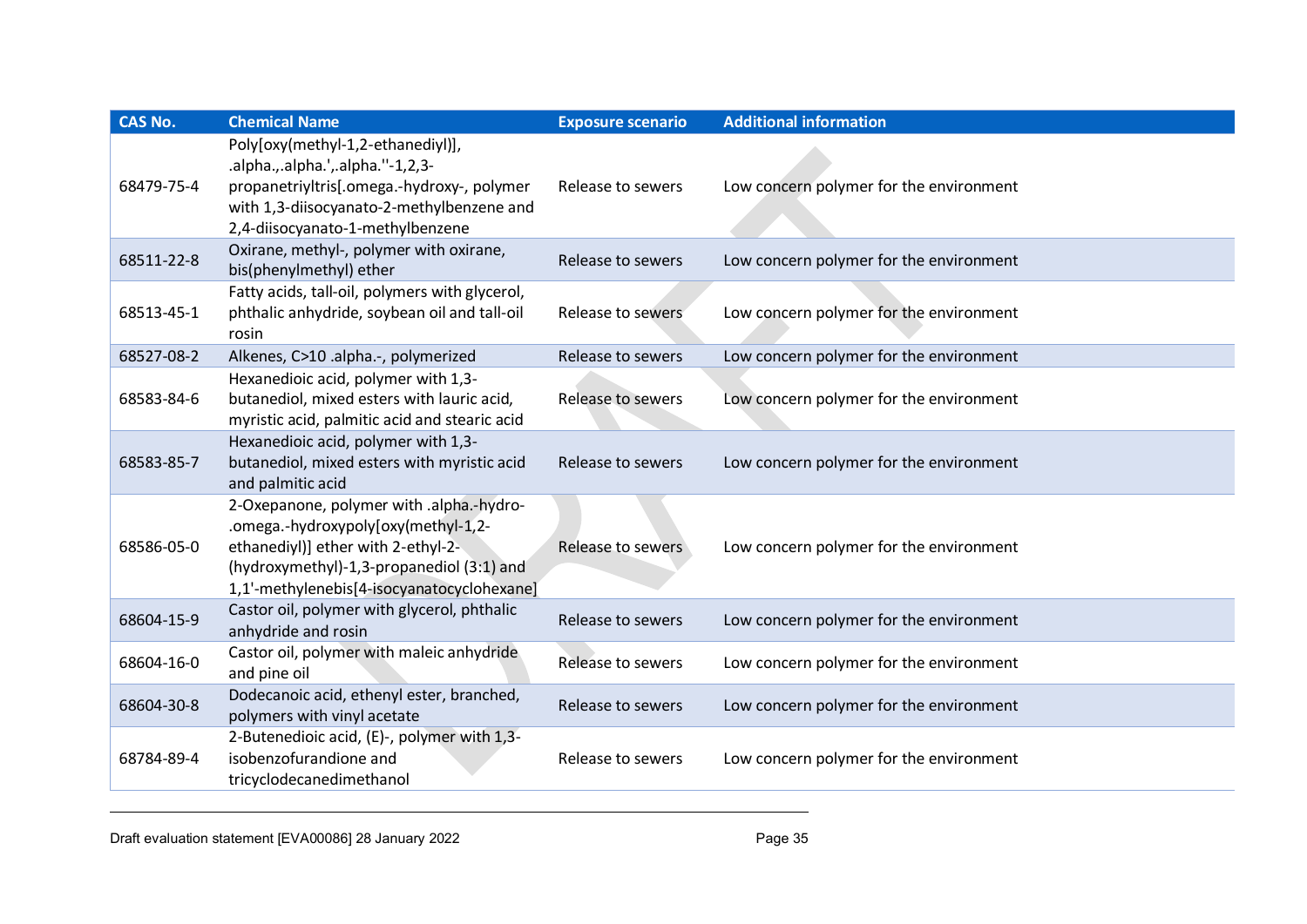| CAS No. | Chemical Name | Exposure scenario | Additional information |
| --- | --- | --- | --- |
| 68479-75-4 | Poly[oxy(methyl-1,2-ethanediyl)], .alpha.,.alpha.',.alpha.''-1,2,3-propanetriyltris[.omega.-hydroxy-, polymer with 1,3-diisocyanato-2-methylbenzene and 2,4-diisocyanato-1-methylbenzene | Release to sewers | Low concern polymer for the environment |
| 68511-22-8 | Oxirane, methyl-, polymer with oxirane, bis(phenylmethyl) ether | Release to sewers | Low concern polymer for the environment |
| 68513-45-1 | Fatty acids, tall-oil, polymers with glycerol, phthalic anhydride, soybean oil and tall-oil rosin | Release to sewers | Low concern polymer for the environment |
| 68527-08-2 | Alkenes, C>10 .alpha.-, polymerized | Release to sewers | Low concern polymer for the environment |
| 68583-84-6 | Hexanedioic acid, polymer with 1,3-butanediol, mixed esters with lauric acid, myristic acid, palmitic acid and stearic acid | Release to sewers | Low concern polymer for the environment |
| 68583-85-7 | Hexanedioic acid, polymer with 1,3-butanediol, mixed esters with myristic acid and palmitic acid | Release to sewers | Low concern polymer for the environment |
| 68586-05-0 | 2-Oxepanone, polymer with .alpha.-hydro-.omega.-hydroxypoly[oxy(methyl-1,2-ethanediyl)] ether with 2-ethyl-2-(hydroxymethyl)-1,3-propanediol (3:1) and 1,1'-methylenebis[4-isocyanatocyclohexane] | Release to sewers | Low concern polymer for the environment |
| 68604-15-9 | Castor oil, polymer with glycerol, phthalic anhydride and rosin | Release to sewers | Low concern polymer for the environment |
| 68604-16-0 | Castor oil, polymer with maleic anhydride and pine oil | Release to sewers | Low concern polymer for the environment |
| 68604-30-8 | Dodecanoic acid, ethenyl ester, branched, polymers with vinyl acetate | Release to sewers | Low concern polymer for the environment |
| 68784-89-4 | 2-Butenedioic acid, (E)-, polymer with 1,3-isobenzofurandione and tricyclodecanedimethanol | Release to sewers | Low concern polymer for the environment |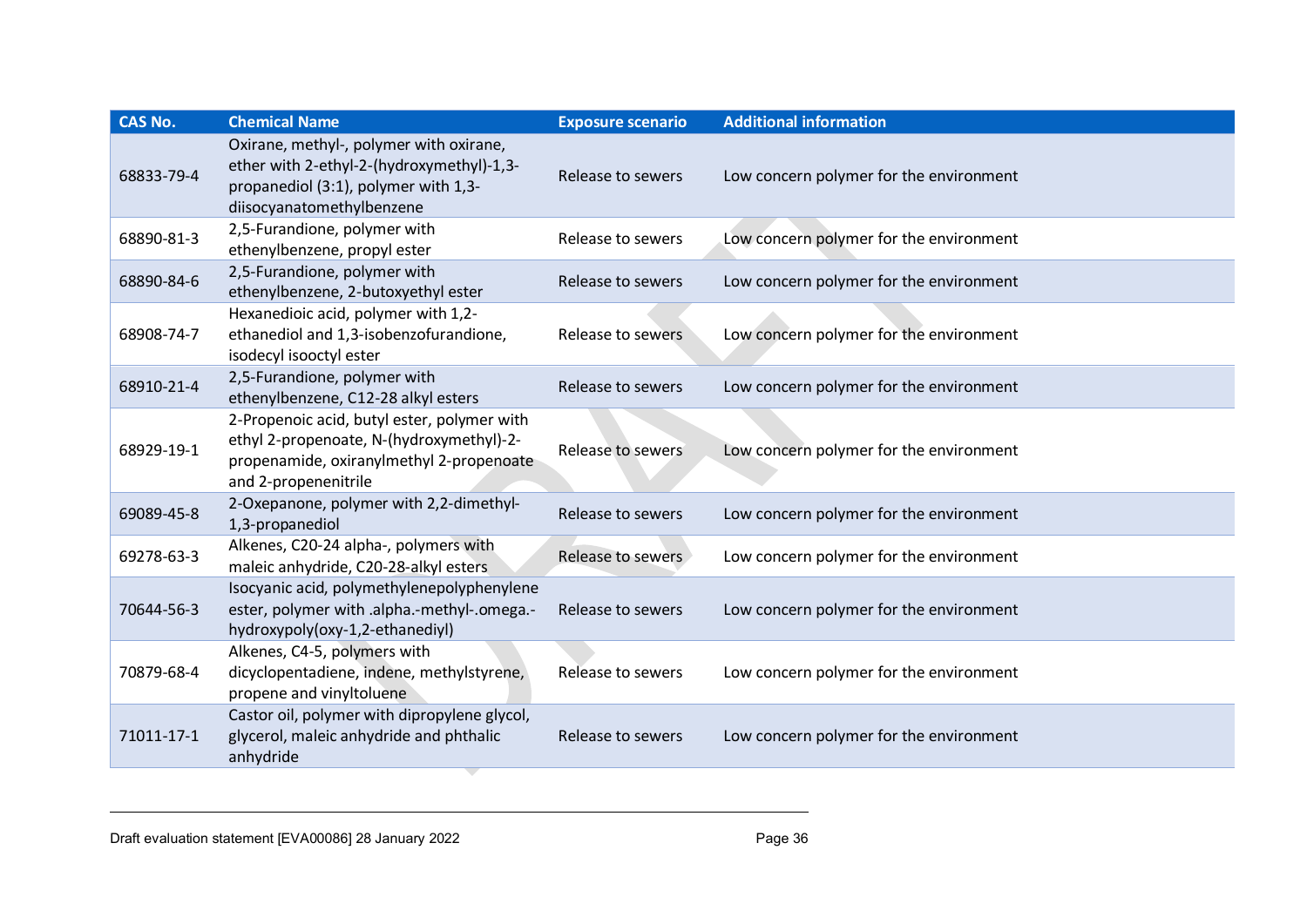| CAS No. | Chemical Name | Exposure scenario | Additional information |
|---|---|---|---|
| 68833-79-4 | Oxirane, methyl-, polymer with oxirane, ether with 2-ethyl-2-(hydroxymethyl)-1,3-propanediol (3:1), polymer with 1,3-diisocyanatomethylbenzene | Release to sewers | Low concern polymer for the environment |
| 68890-81-3 | 2,5-Furandione, polymer with ethenylbenzene, propyl ester | Release to sewers | Low concern polymer for the environment |
| 68890-84-6 | 2,5-Furandione, polymer with ethenylbenzene, 2-butoxyethyl ester | Release to sewers | Low concern polymer for the environment |
| 68908-74-7 | Hexanedioic acid, polymer with 1,2-ethanediol and 1,3-isobenzofurandione, isodecyl isooctyl ester | Release to sewers | Low concern polymer for the environment |
| 68910-21-4 | 2,5-Furandione, polymer with ethenylbenzene, C12-28 alkyl esters | Release to sewers | Low concern polymer for the environment |
| 68929-19-1 | 2-Propenoic acid, butyl ester, polymer with ethyl 2-propenoate, N-(hydroxymethyl)-2-propenamide, oxiranylmethyl 2-propenoate and 2-propenenitrile | Release to sewers | Low concern polymer for the environment |
| 69089-45-8 | 2-Oxepanone, polymer with 2,2-dimethyl-1,3-propanediol | Release to sewers | Low concern polymer for the environment |
| 69278-63-3 | Alkenes, C20-24 alpha-, polymers with maleic anhydride, C20-28-alkyl esters | Release to sewers | Low concern polymer for the environment |
| 70644-56-3 | Isocyanic acid, polymethylenepolyphenylene ester, polymer with .alpha.-methyl-.omega.-hydroxypoly(oxy-1,2-ethanediyl) | Release to sewers | Low concern polymer for the environment |
| 70879-68-4 | Alkenes, C4-5, polymers with dicyclopentadiene, indene, methylstyrene, propene and vinyltoluene | Release to sewers | Low concern polymer for the environment |
| 71011-17-1 | Castor oil, polymer with dipropylene glycol, glycerol, maleic anhydride and phthalic anhydride | Release to sewers | Low concern polymer for the environment |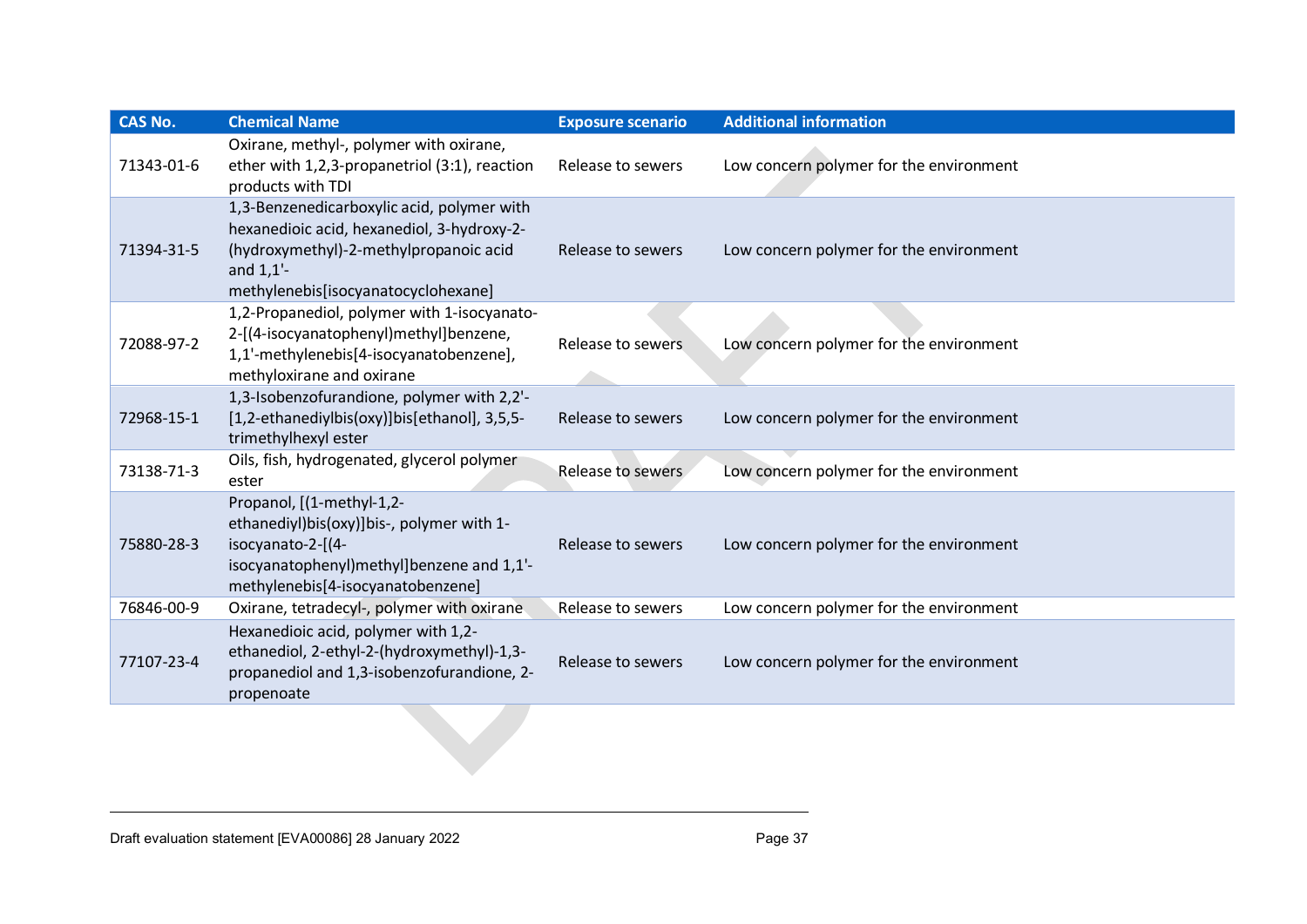| CAS No. | Chemical Name | Exposure scenario | Additional information |
| --- | --- | --- | --- |
| 71343-01-6 | Oxirane, methyl-, polymer with oxirane, ether with 1,2,3-propanetriol (3:1), reaction products with TDI | Release to sewers | Low concern polymer for the environment |
| 71394-31-5 | 1,3-Benzenedicarboxylic acid, polymer with hexanedioic acid, hexanediol, 3-hydroxy-2-(hydroxymethyl)-2-methylpropanoic acid and 1,1'-methylenebis[isocyanatocyclohexane] | Release to sewers | Low concern polymer for the environment |
| 72088-97-2 | 1,2-Propanediol, polymer with 1-isocyanato-2-[(4-isocyanatophenyl)methyl]benzene, 1,1'-methylenebis[4-isocyanatobenzene], methyloxirane and oxirane | Release to sewers | Low concern polymer for the environment |
| 72968-15-1 | 1,3-Isobenzofurandione, polymer with 2,2'-[1,2-ethanediylbis(oxy)]bis[ethanol], 3,5,5-trimethylhexyl ester | Release to sewers | Low concern polymer for the environment |
| 73138-71-3 | Oils, fish, hydrogenated, glycerol polymer ester | Release to sewers | Low concern polymer for the environment |
| 75880-28-3 | Propanol, [(1-methyl-1,2-ethanediyl)bis(oxy)]bis-, polymer with 1-isocyanato-2-[(4-isocyanatophenyl)methyl]benzene and 1,1'-methylenebis[4-isocyanatobenzene] | Release to sewers | Low concern polymer for the environment |
| 76846-00-9 | Oxirane, tetradecyl-, polymer with oxirane | Release to sewers | Low concern polymer for the environment |
| 77107-23-4 | Hexanedioic acid, polymer with 1,2-ethanediol, 2-ethyl-2-(hydroxymethyl)-1,3-propanediol and 1,3-isobenzofurandione, 2-propenoate | Release to sewers | Low concern polymer for the environment |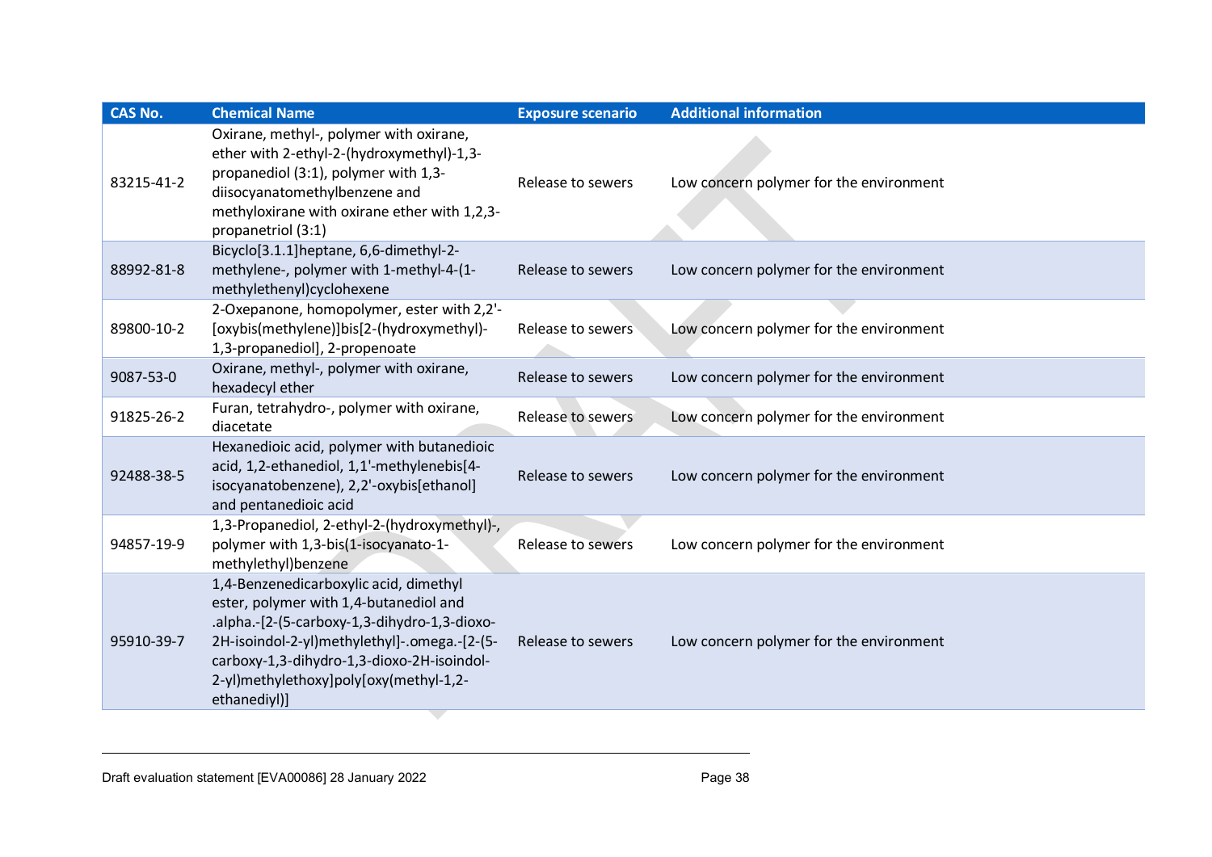| CAS No. | Chemical Name | Exposure scenario | Additional information |
| --- | --- | --- | --- |
| 83215-41-2 | Oxirane, methyl-, polymer with oxirane, ether with 2-ethyl-2-(hydroxymethyl)-1,3-propanediol (3:1), polymer with 1,3-diisocyanatomethylbenzene and methyloxirane with oxirane ether with 1,2,3-propanetriol (3:1) | Release to sewers | Low concern polymer for the environment |
| 88992-81-8 | Bicyclo[3.1.1]heptane, 6,6-dimethyl-2-methylene-, polymer with 1-methyl-4-(1-methylethenyl)cyclohexene | Release to sewers | Low concern polymer for the environment |
| 89800-10-2 | 2-Oxepanone, homopolymer, ester with 2,2'-[oxybis(methylene)]bis[2-(hydroxymethyl)-1,3-propanediol], 2-propenoate | Release to sewers | Low concern polymer for the environment |
| 9087-53-0 | Oxirane, methyl-, polymer with oxirane, hexadecyl ether | Release to sewers | Low concern polymer for the environment |
| 91825-26-2 | Furan, tetrahydro-, polymer with oxirane, diacetate | Release to sewers | Low concern polymer for the environment |
| 92488-38-5 | Hexanedioic acid, polymer with butanedioic acid, 1,2-ethanediol, 1,1'-methylenebis[4-isocyanatobenzene), 2,2'-oxybis[ethanol] and pentanedioic acid | Release to sewers | Low concern polymer for the environment |
| 94857-19-9 | 1,3-Propanediol, 2-ethyl-2-(hydroxymethyl)-, polymer with 1,3-bis(1-isocyanato-1-methylethyl)benzene | Release to sewers | Low concern polymer for the environment |
| 95910-39-7 | 1,4-Benzenedicarboxylic acid, dimethyl ester, polymer with 1,4-butanediol and .alpha.-[2-(5-carboxy-1,3-dihydro-1,3-dioxo-2H-isoindol-2-yl)methylethyl]-.omega.-[2-(5-carboxy-1,3-dihydro-1,3-dioxo-2H-isoindol-2-yl)methylethoxy]poly[oxy(methyl-1,2-ethanediyl)] | Release to sewers | Low concern polymer for the environment |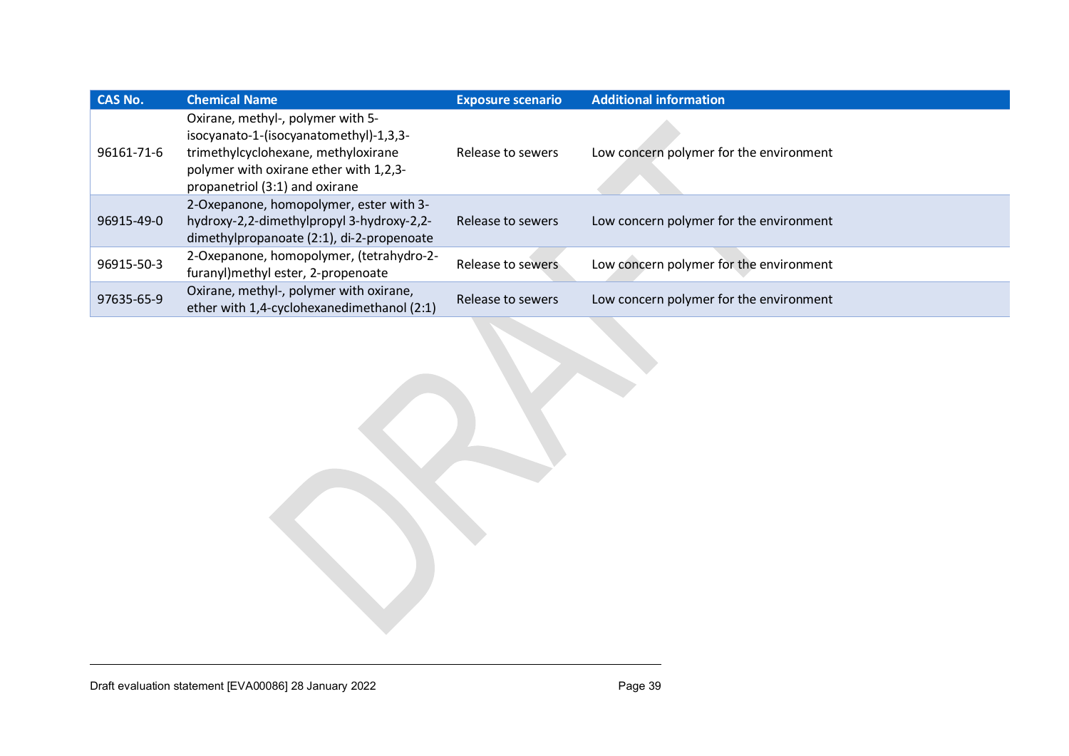| CAS No. | Chemical Name | Exposure scenario | Additional information |
|---|---|---|---|
| 96161-71-6 | Oxirane, methyl-, polymer with 5-isocyanato-1-(isocyanatomethyl)-1,3,3-trimethylcyclohexane, methyloxirane polymer with oxirane ether with 1,2,3-propanetriol (3:1) and oxirane | Release to sewers | Low concern polymer for the environment |
| 96915-49-0 | 2-Oxepanone, homopolymer, ester with 3-hydroxy-2,2-dimethylpropyl 3-hydroxy-2,2-dimethylpropanoate (2:1), di-2-propenoate | Release to sewers | Low concern polymer for the environment |
| 96915-50-3 | 2-Oxepanone, homopolymer, (tetrahydro-2-furanyl)methyl ester, 2-propenoate | Release to sewers | Low concern polymer for the environment |
| 97635-65-9 | Oxirane, methyl-, polymer with oxirane, ether with 1,4-cyclohexanedimethanol (2:1) | Release to sewers | Low concern polymer for the environment |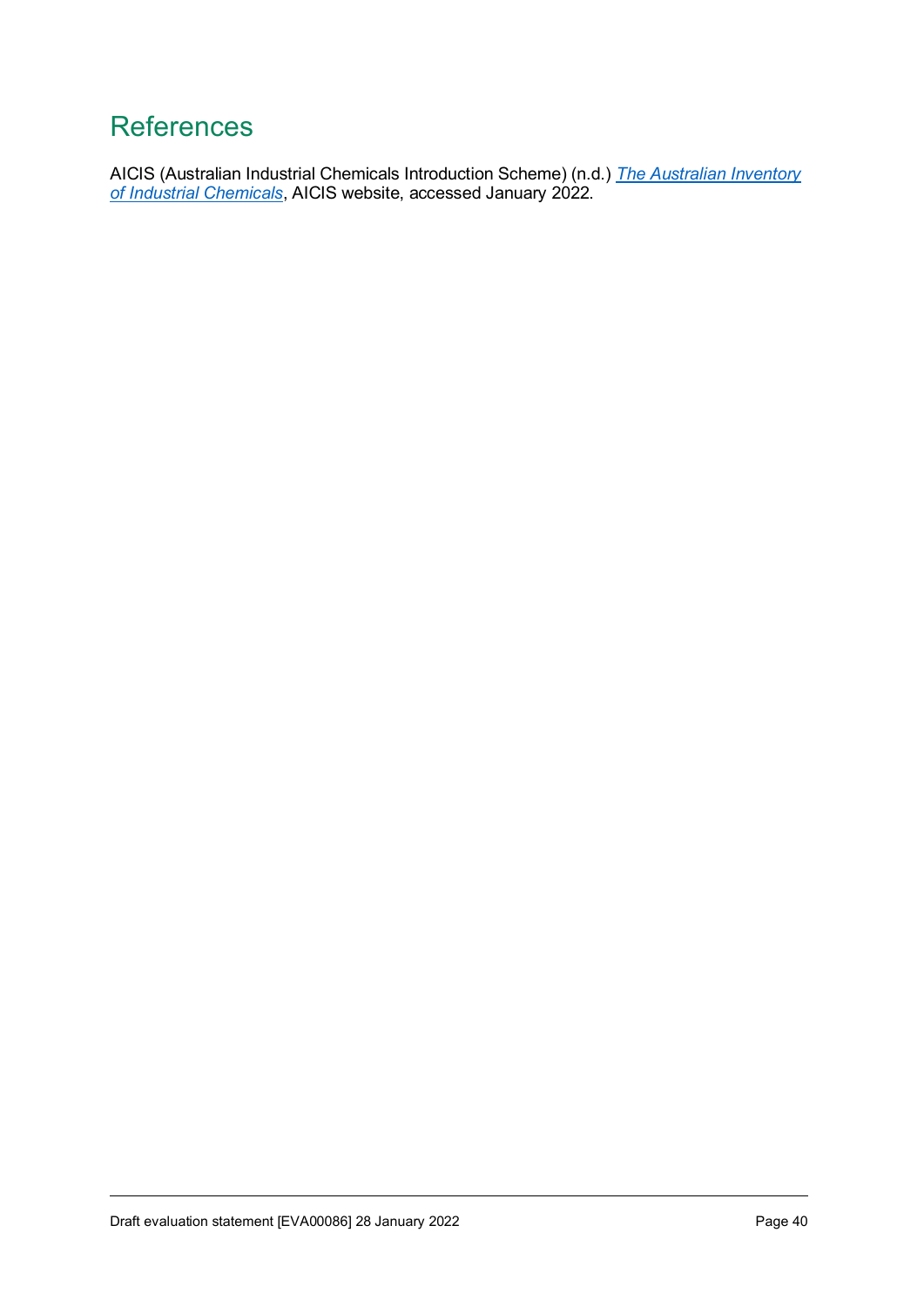# References

AICIS (Australian Industrial Chemicals Introduction Scheme) (n.d.) *The Australian Inventory of Industrial Chemicals*, AICIS website, accessed January 2022.